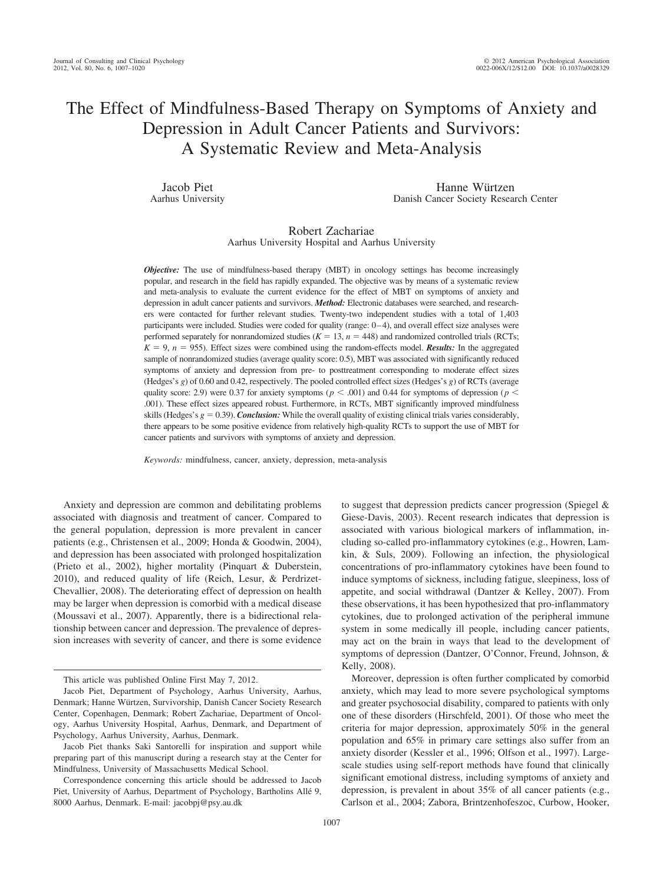# The Effect of Mindfulness-Based Therapy on Symptoms of Anxiety and Depression in Adult Cancer Patients and Survivors: A Systematic Review and Meta-Analysis

Jacob Piet
Aarhus University

Hanne Würtzen
Danish Cancer Society Research Center

Robert Zachariae
Aarhus University Hospital and Aarhus University

***Objective:*** The use of mindfulness-based therapy (MBT) in oncology settings has become increasingly popular, and research in the field has rapidly expanded. The objective was by means of a systematic review and meta-analysis to evaluate the current evidence for the effect of MBT on symptoms of anxiety and depression in adult cancer patients and survivors. ***Method:*** Electronic databases were searched, and researchers were contacted for further relevant studies. Twenty-two independent studies with a total of 1,403 participants were included. Studies were coded for quality (range: 0–4), and overall effect size analyses were performed separately for nonrandomized studies ($K = 13$, $n = 448$) and randomized controlled trials (RCTs; $K = 9$, $n = 955$). Effect sizes were combined using the random-effects model. ***Results:*** In the aggregated sample of nonrandomized studies (average quality score: 0.5), MBT was associated with significantly reduced symptoms of anxiety and depression from pre- to posttreatment corresponding to moderate effect sizes (Hedges's $g$) of 0.60 and 0.42, respectively. The pooled controlled effect sizes (Hedges's $g$) of RCTs (average quality score: 2.9) were 0.37 for anxiety symptoms ($p < .001$) and 0.44 for symptoms of depression ($p < .001$). These effect sizes appeared robust. Furthermore, in RCTs, MBT significantly improved mindfulness skills (Hedges's $g = 0.39$). ***Conclusion:*** While the overall quality of existing clinical trials varies considerably, there appears to be some positive evidence from relatively high-quality RCTs to support the use of MBT for cancer patients and survivors with symptoms of anxiety and depression.

*Keywords:* mindfulness, cancer, anxiety, depression, meta-analysis

Anxiety and depression are common and debilitating problems associated with diagnosis and treatment of cancer. Compared to the general population, depression is more prevalent in cancer patients (e.g., Christensen et al., 2009; Honda & Goodwin, 2004), and depression has been associated with prolonged hospitalization (Prieto et al., 2002), higher mortality (Pinquart & Duberstein, 2010), and reduced quality of life (Reich, Lesur, & Perdrizet-Chevallier, 2008). The deteriorating effect of depression on health may be larger when depression is comorbid with a medical disease (Moussavi et al., 2007). Apparently, there is a bidirectional relationship between cancer and depression. The prevalence of depression increases with severity of cancer, and there is some evidence to suggest that depression predicts cancer progression (Spiegel & Giese-Davis, 2003). Recent research indicates that depression is associated with various biological markers of inflammation, including so-called pro-inflammatory cytokines (e.g., Howren, Lamkin, & Suls, 2009). Following an infection, the physiological concentrations of pro-inflammatory cytokines have been found to induce symptoms of sickness, including fatigue, sleepiness, loss of appetite, and social withdrawal (Dantzer & Kelley, 2007). From these observations, it has been hypothesized that pro-inflammatory cytokines, due to prolonged activation of the peripheral immune system in some medically ill people, including cancer patients, may act on the brain in ways that lead to the development of symptoms of depression (Dantzer, O'Connor, Freund, Johnson, & Kelly, 2008).

Moreover, depression is often further complicated by comorbid anxiety, which may lead to more severe psychological symptoms and greater psychosocial disability, compared to patients with only one of these disorders (Hirschfeld, 2001). Of those who meet the criteria for major depression, approximately 50% in the general population and 65% in primary care settings also suffer from an anxiety disorder (Kessler et al., 1996; Olfson et al., 1997). Large-scale studies using self-report methods have found that clinically significant emotional distress, including symptoms of anxiety and depression, is prevalent in about 35% of all cancer patients (e.g., Carlson et al., 2004; Zabora, Brintzenhofeszoc, Curbow, Hooker,

---

This article was published Online First May 7, 2012.

Jacob Piet, Department of Psychology, Aarhus University, Aarhus, Denmark; Hanne Würtzen, Survivorship, Danish Cancer Society Research Center, Copenhagen, Denmark; Robert Zachariae, Department of Oncology, Aarhus University Hospital, Aarhus, Denmark, and Department of Psychology, Aarhus University, Aarhus, Denmark.

Jacob Piet thanks Saki Santorelli for inspiration and support while preparing part of this manuscript during a research stay at the Center for Mindfulness, University of Massachusetts Medical School.

Correspondence concerning this article should be addressed to Jacob Piet, University of Aarhus, Department of Psychology, Bartholins Allé 9, 8000 Aarhus, Denmark. E-mail: jacobpj@psy.au.dk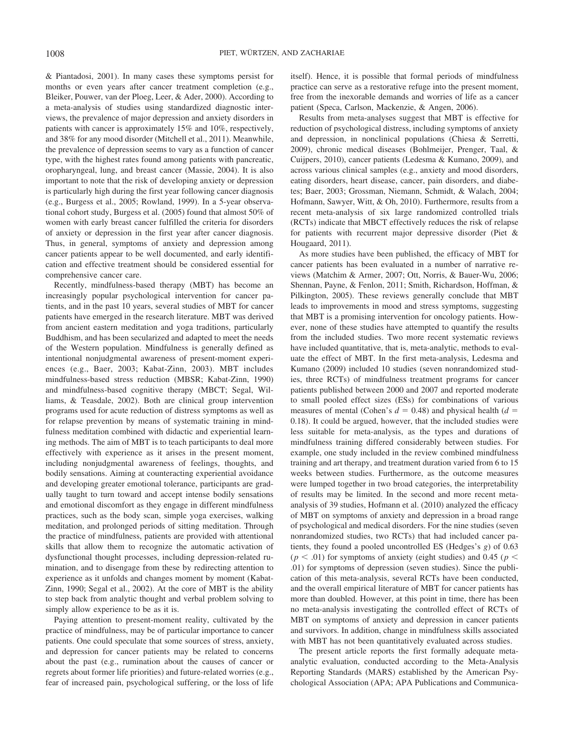& Piantadosi, 2001). In many cases these symptoms persist for months or even years after cancer treatment completion (e.g., Bleiker, Pouwer, van der Ploeg, Leer, & Ader, 2000). According to a meta-analysis of studies using standardized diagnostic interviews, the prevalence of major depression and anxiety disorders in patients with cancer is approximately 15% and 10%, respectively, and 38% for any mood disorder (Mitchell et al., 2011). Meanwhile, the prevalence of depression seems to vary as a function of cancer type, with the highest rates found among patients with pancreatic, oropharyngeal, lung, and breast cancer (Massie, 2004). It is also important to note that the risk of developing anxiety or depression is particularly high during the first year following cancer diagnosis (e.g., Burgess et al., 2005; Rowland, 1999). In a 5-year observational cohort study, Burgess et al. (2005) found that almost 50% of women with early breast cancer fulfilled the criteria for disorders of anxiety or depression in the first year after cancer diagnosis. Thus, in general, symptoms of anxiety and depression among cancer patients appear to be well documented, and early identification and effective treatment should be considered essential for comprehensive cancer care.

Recently, mindfulness-based therapy (MBT) has become an increasingly popular psychological intervention for cancer patients, and in the past 10 years, several studies of MBT for cancer patients have emerged in the research literature. MBT was derived from ancient eastern meditation and yoga traditions, particularly Buddhism, and has been secularized and adapted to meet the needs of the Western population. Mindfulness is generally defined as intentional nonjudgmental awareness of present-moment experiences (e.g., Baer, 2003; Kabat-Zinn, 2003). MBT includes mindfulness-based stress reduction (MBSR; Kabat-Zinn, 1990) and mindfulness-based cognitive therapy (MBCT; Segal, Williams, & Teasdale, 2002). Both are clinical group intervention programs used for acute reduction of distress symptoms as well as for relapse prevention by means of systematic training in mindfulness meditation combined with didactic and experiential learning methods. The aim of MBT is to teach participants to deal more effectively with experience as it arises in the present moment, including nonjudgmental awareness of feelings, thoughts, and bodily sensations. Aiming at counteracting experiential avoidance and developing greater emotional tolerance, participants are gradually taught to turn toward and accept intense bodily sensations and emotional discomfort as they engage in different mindfulness practices, such as the body scan, simple yoga exercises, walking meditation, and prolonged periods of sitting meditation. Through the practice of mindfulness, patients are provided with attentional skills that allow them to recognize the automatic activation of dysfunctional thought processes, including depression-related rumination, and to disengage from these by redirecting attention to experience as it unfolds and changes moment by moment (Kabat-Zinn, 1990; Segal et al., 2002). At the core of MBT is the ability to step back from analytic thought and verbal problem solving to simply allow experience to be as it is.

Paying attention to present-moment reality, cultivated by the practice of mindfulness, may be of particular importance to cancer patients. One could speculate that some sources of stress, anxiety, and depression for cancer patients may be related to concerns about the past (e.g., rumination about the causes of cancer or regrets about former life priorities) and future-related worries (e.g., fear of increased pain, psychological suffering, or the loss of life itself). Hence, it is possible that formal periods of mindfulness practice can serve as a restorative refuge into the present moment, free from the inexorable demands and worries of life as a cancer patient (Speca, Carlson, Mackenzie, & Angen, 2006).

Results from meta-analyses suggest that MBT is effective for reduction of psychological distress, including symptoms of anxiety and depression, in nonclinical populations (Chiesa & Serretti, 2009), chronic medical diseases (Bohlmeijer, Prenger, Taal, & Cuijpers, 2010), cancer patients (Ledesma & Kumano, 2009), and across various clinical samples (e.g., anxiety and mood disorders, eating disorders, heart disease, cancer, pain disorders, and diabetes; Baer, 2003; Grossman, Niemann, Schmidt, & Walach, 2004; Hofmann, Sawyer, Witt, & Oh, 2010). Furthermore, results from a recent meta-analysis of six large randomized controlled trials (RCTs) indicate that MBCT effectively reduces the risk of relapse for patients with recurrent major depressive disorder (Piet & Hougaard, 2011).

As more studies have been published, the efficacy of MBT for cancer patients has been evaluated in a number of narrative reviews (Matchim & Armer, 2007; Ott, Norris, & Bauer-Wu, 2006; Shennan, Payne, & Fenlon, 2011; Smith, Richardson, Hoffman, & Pilkington, 2005). These reviews generally conclude that MBT leads to improvements in mood and stress symptoms, suggesting that MBT is a promising intervention for oncology patients. However, none of these studies have attempted to quantify the results from the included studies. Two more recent systematic reviews have included quantitative, that is, meta-analytic, methods to evaluate the effect of MBT. In the first meta-analysis, Ledesma and Kumano (2009) included 10 studies (seven nonrandomized studies, three RCTs) of mindfulness treatment programs for cancer patients published between 2000 and 2007 and reported moderate to small pooled effect sizes (ESs) for combinations of various measures of mental (Cohen's $d = 0.48$) and physical health ($d = 0.18$). It could be argued, however, that the included studies were less suitable for meta-analysis, as the types and durations of mindfulness training differed considerably between studies. For example, one study included in the review combined mindfulness training and art therapy, and treatment duration varied from 6 to 15 weeks between studies. Furthermore, as the outcome measures were lumped together in two broad categories, the interpretability of results may be limited. In the second and more recent meta-analysis of 39 studies, Hofmann et al. (2010) analyzed the efficacy of MBT on symptoms of anxiety and depression in a broad range of psychological and medical disorders. For the nine studies (seven nonrandomized studies, two RCTs) that had included cancer patients, they found a pooled uncontrolled ES (Hedges's $g$) of 0.63 ($p < .01$) for symptoms of anxiety (eight studies) and 0.45 ($p < .01$) for symptoms of depression (seven studies). Since the publication of this meta-analysis, several RCTs have been conducted, and the overall empirical literature of MBT for cancer patients has more than doubled. However, at this point in time, there has been no meta-analysis investigating the controlled effect of RCTs of MBT on symptoms of anxiety and depression in cancer patients and survivors. In addition, change in mindfulness skills associated with MBT has not been quantitatively evaluated across studies.

The present article reports the first formally adequate meta-analytic evaluation, conducted according to the Meta-Analysis Reporting Standards (MARS) established by the American Psychological Association (APA; APA Publications and Communica-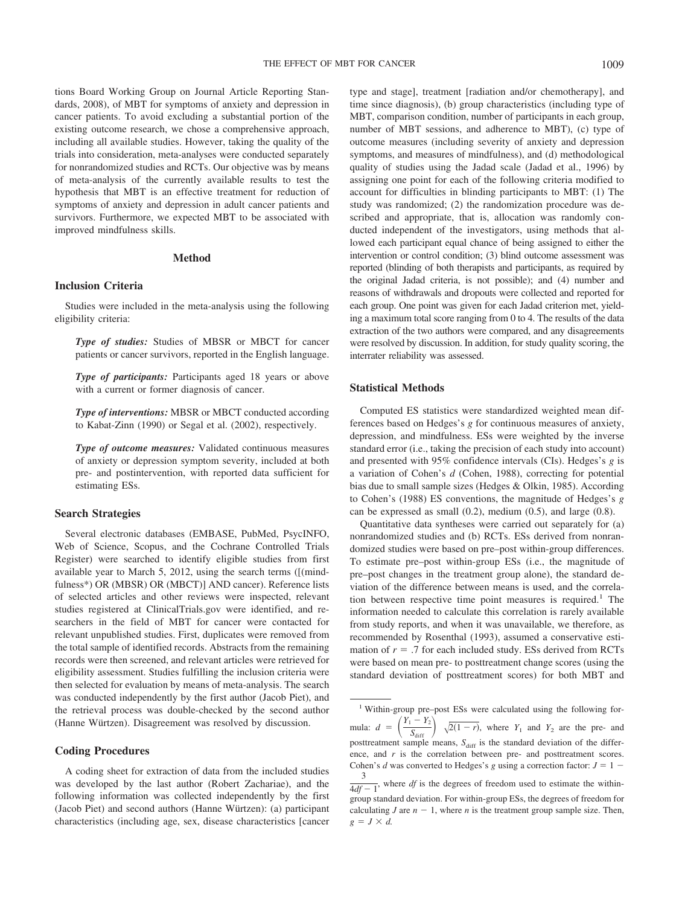tions Board Working Group on Journal Article Reporting Standards, 2008), of MBT for symptoms of anxiety and depression in cancer patients. To avoid excluding a substantial portion of the existing outcome research, we chose a comprehensive approach, including all available studies. However, taking the quality of the trials into consideration, meta-analyses were conducted separately for nonrandomized studies and RCTs. Our objective was by means of meta-analysis of the currently available results to test the hypothesis that MBT is an effective treatment for reduction of symptoms of anxiety and depression in adult cancer patients and survivors. Furthermore, we expected MBT to be associated with improved mindfulness skills.

## Method

### Inclusion Criteria

Studies were included in the meta-analysis using the following eligibility criteria:

> ***Type of studies:*** Studies of MBSR or MBCT for cancer patients or cancer survivors, reported in the English language.
>
> ***Type of participants:*** Participants aged 18 years or above with a current or former diagnosis of cancer.
>
> ***Type of interventions:*** MBSR or MBCT conducted according to Kabat-Zinn (1990) or Segal et al. (2002), respectively.
>
> ***Type of outcome measures:*** Validated continuous measures of anxiety or depression symptom severity, included at both pre- and postintervention, with reported data sufficient for estimating ESs.

### Search Strategies

Several electronic databases (EMBASE, PubMed, PsycINFO, Web of Science, Scopus, and the Cochrane Controlled Trials Register) were searched to identify eligible studies from first available year to March 5, 2012, using the search terms ([(mindfulness*) OR (MBSR) OR (MBCT)] AND cancer). Reference lists of selected articles and other reviews were inspected, relevant studies registered at ClinicalTrials.gov were identified, and researchers in the field of MBT for cancer were contacted for relevant unpublished studies. First, duplicates were removed from the total sample of identified records. Abstracts from the remaining records were then screened, and relevant articles were retrieved for eligibility assessment. Studies fulfilling the inclusion criteria were then selected for evaluation by means of meta-analysis. The search was conducted independently by the first author (Jacob Piet), and the retrieval process was double-checked by the second author (Hanne Würtzen). Disagreement was resolved by discussion.

### Coding Procedures

A coding sheet for extraction of data from the included studies was developed by the last author (Robert Zachariae), and the following information was collected independently by the first (Jacob Piet) and second authors (Hanne Würtzen): (a) participant characteristics (including age, sex, disease characteristics [cancer type and stage], treatment [radiation and/or chemotherapy], and time since diagnosis), (b) group characteristics (including type of MBT, comparison condition, number of participants in each group, number of MBT sessions, and adherence to MBT), (c) type of outcome measures (including severity of anxiety and depression symptoms, and measures of mindfulness), and (d) methodological quality of studies using the Jadad scale (Jadad et al., 1996) by assigning one point for each of the following criteria modified to account for difficulties in blinding participants to MBT: (1) The study was randomized; (2) the randomization procedure was described and appropriate, that is, allocation was randomly conducted independent of the investigators, using methods that allowed each participant equal chance of being assigned to either the intervention or control condition; (3) blind outcome assessment was reported (blinding of both therapists and participants, as required by the original Jadad criteria, is not possible); and (4) number and reasons of withdrawals and dropouts were collected and reported for each group. One point was given for each Jadad criterion met, yielding a maximum total score ranging from 0 to 4. The results of the data extraction of the two authors were compared, and any disagreements were resolved by discussion. In addition, for study quality scoring, the interrater reliability was assessed.

### Statistical Methods

Computed ES statistics were standardized weighted mean differences based on Hedges's *g* for continuous measures of anxiety, depression, and mindfulness. ESs were weighted by the inverse standard error (i.e., taking the precision of each study into account) and presented with 95% confidence intervals (CIs). Hedges's *g* is a variation of Cohen's *d* (Cohen, 1988), correcting for potential bias due to small sample sizes (Hedges & Olkin, 1985). According to Cohen's (1988) ES conventions, the magnitude of Hedges's *g* can be expressed as small (0.2), medium (0.5), and large (0.8).

Quantitative data syntheses were carried out separately for (a) nonrandomized studies and (b) RCTs. ESs derived from nonrandomized studies were based on pre–post within-group differences. To estimate pre–post within-group ESs (i.e., the magnitude of pre–post changes in the treatment group alone), the standard deviation of the difference between means is used, and the correlation between respective time point measures is required.[1] The information needed to calculate this correlation is rarely available from study reports, and when it was unavailable, we therefore, as recommended by Rosenthal (1993), assumed a conservative estimation of $r = .7$ for each included study. ESs derived from RCTs were based on mean pre- to posttreatment change scores (using the standard deviation of posttreatment scores) for both MBT and

[1] Within-group pre–post ESs were calculated using the following formula: $d = \left(\frac{Y_1 - Y_2}{S_{\text{diff}}}\right)\sqrt{2(1 - r)}$, where $Y_1$ and $Y_2$ are the pre- and posttreatment sample means, $S_{\text{diff}}$ is the standard deviation of the difference, and $r$ is the correlation between pre- and posttreatment scores. Cohen's *d* was converted to Hedges's *g* using a correction factor: $J = 1 - \frac{3}{4df - 1}$, where *df* is the degrees of freedom used to estimate the within-group standard deviation. For within-group ESs, the degrees of freedom for calculating $J$ are $n - 1$, where $n$ is the treatment group sample size. Then, $g = J \times d$.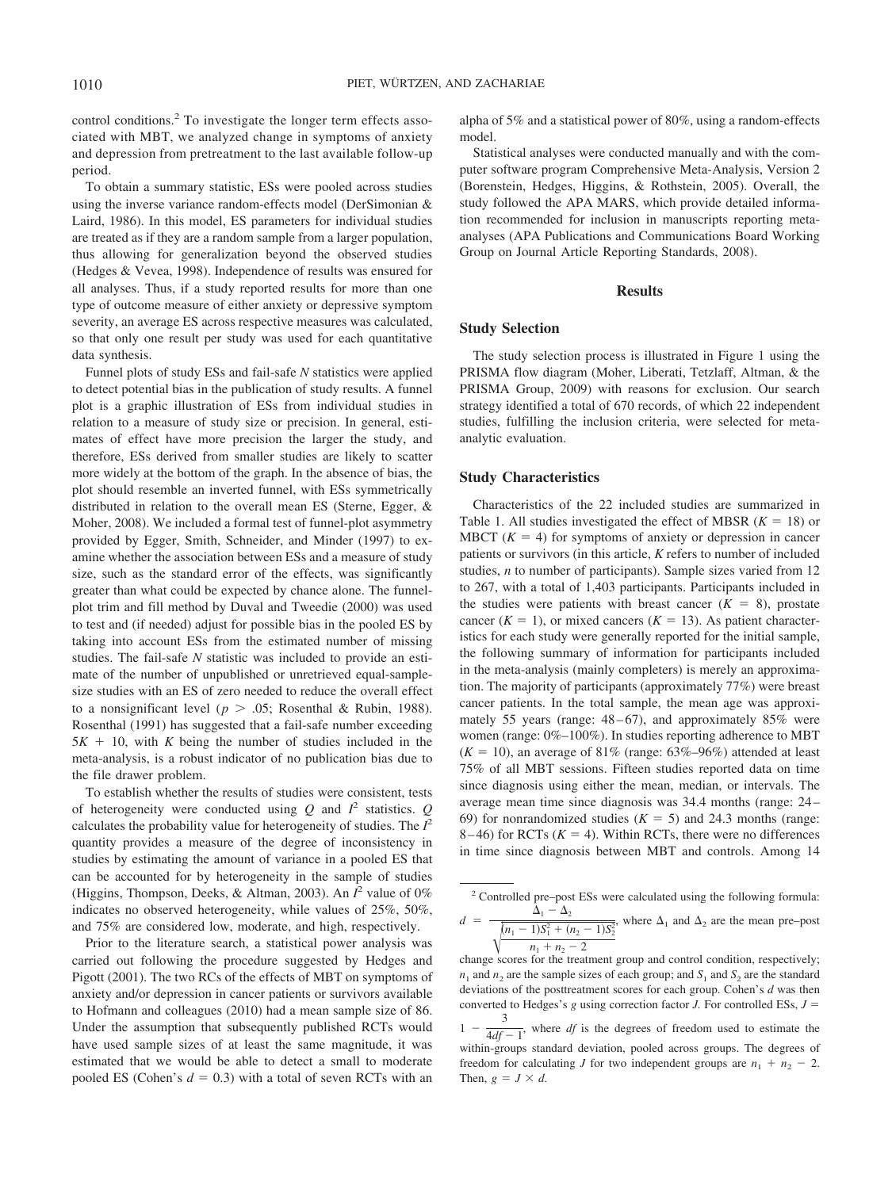control conditions.[2] To investigate the longer term effects associated with MBT, we analyzed change in symptoms of anxiety and depression from pretreatment to the last available follow-up period.

To obtain a summary statistic, ESs were pooled across studies using the inverse variance random-effects model (DerSimonian & Laird, 1986). In this model, ES parameters for individual studies are treated as if they are a random sample from a larger population, thus allowing for generalization beyond the observed studies (Hedges & Vevea, 1998). Independence of results was ensured for all analyses. Thus, if a study reported results for more than one type of outcome measure of either anxiety or depressive symptom severity, an average ES across respective measures was calculated, so that only one result per study was used for each quantitative data synthesis.

Funnel plots of study ESs and fail-safe *N* statistics were applied to detect potential bias in the publication of study results. A funnel plot is a graphic illustration of ESs from individual studies in relation to a measure of study size or precision. In general, estimates of effect have more precision the larger the study, and therefore, ESs derived from smaller studies are likely to scatter more widely at the bottom of the graph. In the absence of bias, the plot should resemble an inverted funnel, with ESs symmetrically distributed in relation to the overall mean ES (Sterne, Egger, & Moher, 2008). We included a formal test of funnel-plot asymmetry provided by Egger, Smith, Schneider, and Minder (1997) to examine whether the association between ESs and a measure of study size, such as the standard error of the effects, was significantly greater than what could be expected by chance alone. The funnel-plot trim and fill method by Duval and Tweedie (2000) was used to test and (if needed) adjust for possible bias in the pooled ES by taking into account ESs from the estimated number of missing studies. The fail-safe *N* statistic was included to provide an estimate of the number of unpublished or unretrieved equal-sample-size studies with an ES of zero needed to reduce the overall effect to a nonsignificant level ($p > .05$; Rosenthal & Rubin, 1988). Rosenthal (1991) has suggested that a fail-safe number exceeding $5K + 10$, with $K$ being the number of studies included in the meta-analysis, is a robust indicator of no publication bias due to the file drawer problem.

To establish whether the results of studies were consistent, tests of heterogeneity were conducted using $Q$ and $I^2$ statistics. $Q$ calculates the probability value for heterogeneity of studies. The $I^2$ quantity provides a measure of the degree of inconsistency in studies by estimating the amount of variance in a pooled ES that can be accounted for by heterogeneity in the sample of studies (Higgins, Thompson, Deeks, & Altman, 2003). An $I^2$ value of 0% indicates no observed heterogeneity, while values of 25%, 50%, and 75% are considered low, moderate, and high, respectively.

Prior to the literature search, a statistical power analysis was carried out following the procedure suggested by Hedges and Pigott (2001). The two RCs of the effects of MBT on symptoms of anxiety and/or depression in cancer patients or survivors available to Hofmann and colleagues (2010) had a mean sample size of 86. Under the assumption that subsequently published RCTs would have used sample sizes of at least the same magnitude, it was estimated that we would be able to detect a small to moderate pooled ES (Cohen's $d = 0.3$) with a total of seven RCTs with an alpha of 5% and a statistical power of 80%, using a random-effects model.

Statistical analyses were conducted manually and with the computer software program Comprehensive Meta-Analysis, Version 2 (Borenstein, Hedges, Higgins, & Rothstein, 2005). Overall, the study followed the APA MARS, which provide detailed information recommended for inclusion in manuscripts reporting meta-analyses (APA Publications and Communications Board Working Group on Journal Article Reporting Standards, 2008).

## Results

### Study Selection

The study selection process is illustrated in Figure 1 using the PRISMA flow diagram (Moher, Liberati, Tetzlaff, Altman, & the PRISMA Group, 2009) with reasons for exclusion. Our search strategy identified a total of 670 records, of which 22 independent studies, fulfilling the inclusion criteria, were selected for meta-analytic evaluation.

### Study Characteristics

Characteristics of the 22 included studies are summarized in Table 1. All studies investigated the effect of MBSR ($K = 18$) or MBCT ($K = 4$) for symptoms of anxiety or depression in cancer patients or survivors (in this article, $K$ refers to number of included studies, $n$ to number of participants). Sample sizes varied from 12 to 267, with a total of 1,403 participants. Participants included in the studies were patients with breast cancer ($K = 8$), prostate cancer ($K = 1$), or mixed cancers ($K = 13$). As patient characteristics for each study were generally reported for the initial sample, the following summary of information for participants included in the meta-analysis (mainly completers) is merely an approximation. The majority of participants (approximately 77%) were breast cancer patients. In the total sample, the mean age was approximately 55 years (range: 48–67), and approximately 85% were women (range: 0%–100%). In studies reporting adherence to MBT ($K = 10$), an average of 81% (range: 63%–96%) attended at least 75% of all MBT sessions. Fifteen studies reported data on time since diagnosis using either the mean, median, or intervals. The average mean time since diagnosis was 34.4 months (range: 24–69) for nonrandomized studies ($K = 5$) and 24.3 months (range: 8–46) for RCTs ($K = 4$). Within RCTs, there were no differences in time since diagnosis between MBT and controls. Among 14

[2] Controlled pre–post ESs were calculated using the following formula: $d = \dfrac{\Delta_1 - \Delta_2}{\sqrt{\dfrac{(n_1 - 1)S_1^2 + (n_2 - 1)S_2^2}{n_1 + n_2 - 2}}}$, where $\Delta_1$ and $\Delta_2$ are the mean pre–post change scores for the treatment group and control condition, respectively; $n_1$ and $n_2$ are the sample sizes of each group; and $S_1$ and $S_2$ are the standard deviations of the posttreatment scores for each group. Cohen's $d$ was then converted to Hedges's $g$ using correction factor $J$. For controlled ESs, $J = 1 - \dfrac{3}{4df - 1}$, where $df$ is the degrees of freedom used to estimate the within-groups standard deviation, pooled across groups. The degrees of freedom for calculating $J$ for two independent groups are $n_1 + n_2 - 2$. Then, $g = J \times d$.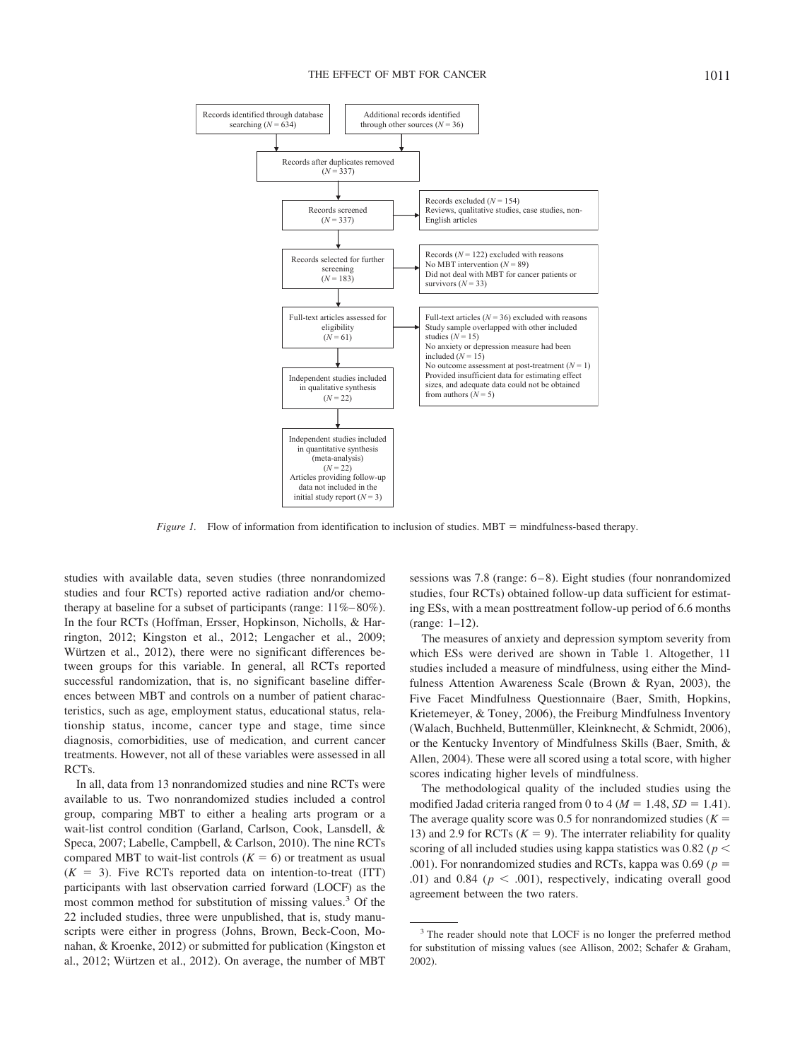Records identified through database searching ($N$ = 634)

Additional records identified through other sources ($N$ = 36)

Records after duplicates removed ($N$ = 337)

Records screened ($N$ = 337)

Records excluded ($N$ = 154)
Reviews, qualitative studies, case studies, non-English articles

Records selected for further screening ($N$ = 183)

Records ($N$ = 122) excluded with reasons
No MBT intervention ($N$ = 89)
Did not deal with MBT for cancer patients or survivors ($N$ = 33)

Full-text articles assessed for eligibility ($N$ = 61)

Full-text articles ($N$ = 36) excluded with reasons
Study sample overlapped with other included studies ($N$ = 15)
No anxiety or depression measure had been included ($N$ = 15)
No outcome assessment at post-treatment ($N$ = 1)
Provided insufficient data for estimating effect sizes, and adequate data could not be obtained from authors ($N$ = 5)

Independent studies included in qualitative synthesis ($N$ = 22)

Independent studies included in quantitative synthesis (meta-analysis) ($N$ = 22)
Articles providing follow-up data not included in the initial study report ($N$ = 3)

*Figure 1.* Flow of information from identification to inclusion of studies. MBT = mindfulness-based therapy.

studies with available data, seven studies (three nonrandomized studies and four RCTs) reported active radiation and/or chemotherapy at baseline for a subset of participants (range: 11%–80%). In the four RCTs (Hoffman, Ersser, Hopkinson, Nicholls, & Harrington, 2012; Kingston et al., 2012; Lengacher et al., 2009; Würtzen et al., 2012), there were no significant differences between groups for this variable. In general, all RCTs reported successful randomization, that is, no significant baseline differences between MBT and controls on a number of patient characteristics, such as age, employment status, educational status, relationship status, income, cancer type and stage, time since diagnosis, comorbidities, use of medication, and current cancer treatments. However, not all of these variables were assessed in all RCTs.

In all, data from 13 nonrandomized studies and nine RCTs were available to us. Two nonrandomized studies included a control group, comparing MBT to either a healing arts program or a wait-list control condition (Garland, Carlson, Cook, Lansdell, & Speca, 2007; Labelle, Campbell, & Carlson, 2010). The nine RCTs compared MBT to wait-list controls ($K$ = 6) or treatment as usual ($K$ = 3). Five RCTs reported data on intention-to-treat (ITT) participants with last observation carried forward (LOCF) as the most common method for substitution of missing values.[3] Of the 22 included studies, three were unpublished, that is, study manuscripts were either in progress (Johns, Brown, Beck-Coon, Monahan, & Kroenke, 2012) or submitted for publication (Kingston et al., 2012; Würtzen et al., 2012). On average, the number of MBT sessions was 7.8 (range: 6–8). Eight studies (four nonrandomized studies, four RCTs) obtained follow-up data sufficient for estimating ESs, with a mean posttreatment follow-up period of 6.6 months (range: 1–12).

The measures of anxiety and depression symptom severity from which ESs were derived are shown in Table 1. Altogether, 11 studies included a measure of mindfulness, using either the Mindfulness Attention Awareness Scale (Brown & Ryan, 2003), the Five Facet Mindfulness Questionnaire (Baer, Smith, Hopkins, Krietemeyer, & Toney, 2006), the Freiburg Mindfulness Inventory (Walach, Buchheld, Buttenmüller, Kleinknecht, & Schmidt, 2006), or the Kentucky Inventory of Mindfulness Skills (Baer, Smith, & Allen, 2004). These were all scored using a total score, with higher scores indicating higher levels of mindfulness.

The methodological quality of the included studies using the modified Jadad criteria ranged from 0 to 4 ($M$ = 1.48, $SD$ = 1.41). The average quality score was 0.5 for nonrandomized studies ($K$ = 13) and 2.9 for RCTs ($K$ = 9). The interrater reliability for quality scoring of all included studies using kappa statistics was 0.82 ($p < .001$). For nonrandomized studies and RCTs, kappa was 0.69 ($p = .01$) and 0.84 ($p < .001$), respectively, indicating overall good agreement between the two raters.

[3] The reader should note that LOCF is no longer the preferred method for substitution of missing values (see Allison, 2002; Schafer & Graham, 2002).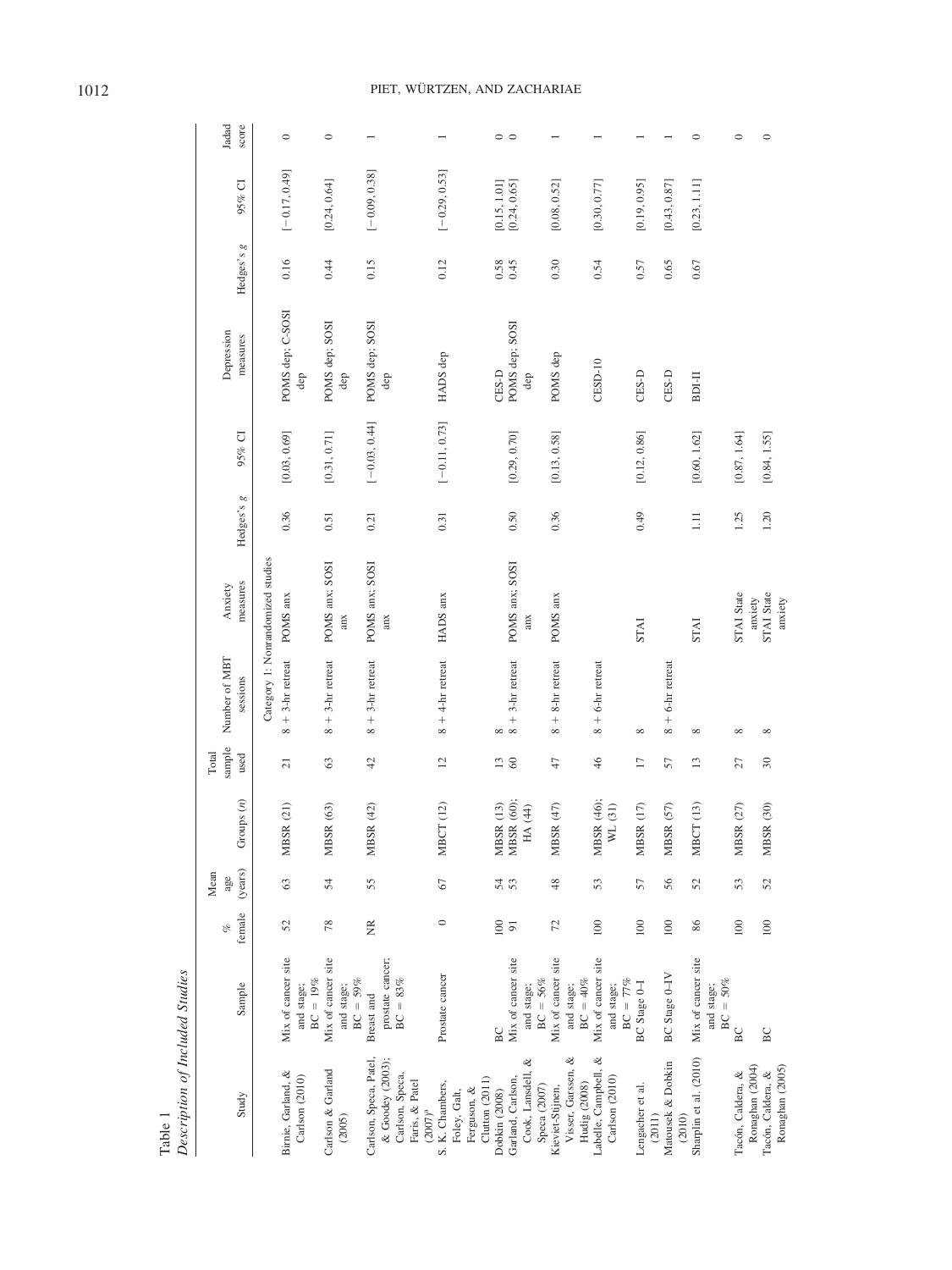Table 1
*Description of Included Studies*

| Study | Sample | % female | Mean age (years) | Groups (*n*) | Total sample used | Number of MBT sessions | Anxiety measures | Hedges's *g* | 95% CI | Depression measures | Hedges's *g* | 95% CI | Jadad score |
|---|---|---|---|---|---|---|---|---|---|---|---|---|---|
| Category 1: Nonrandomized studies | | | | | | | | | | | | | |
| Birnie, Garland, & Carlson (2010) | Mix of cancer site and stage; BC = 19% | 52 | 63 | MBSR (21) | 21 | 8 + 3-hr retreat | POMS anx | 0.36 | [0.03, 0.69] | POMS dep; C-SOSI dep | 0.16 | [−0.17, 0.49] | 0 |
| Carlson & Garland (2005) | Mix of cancer site and stage; BC = 59% | 78 | 54 | MBSR (63) | 63 | 8 + 3-hr retreat | POMS anx; SOSI anx | 0.51 | [0.31, 0.71] | POMS dep; SOSI dep | 0.44 | [0.24, 0.64] | 0 |
| Carlson, Speca, Patel, & Goodey (2003); Carlson, Speca, Faris, & Patel (2007)[a] | Breast and prostate cancer; BC = 83% | NR | 55 | MBSR (42) | 42 | 8 + 3-hr retreat | POMS anx; SOSI anx | 0.21 | [−0.03, 0.44] | POMS dep; SOSI dep | 0.15 | [−0.09, 0.38] | 1 |
| S. K. Chambers, Foley, Galt, Ferguson, & Clutton (2011) | Prostate cancer | 0 | 67 | MBCT (12) | 12 | 8 + 4-hr retreat | HADS anx | 0.31 | [−0.11, 0.73] | HADS dep | 0.12 | [−0.29, 0.53] | 1 |
| Dobkin (2008) | BC | 100 | 54 | MBSR (13) | 13 | 8 | | | | CES-D | 0.58 | [0.15, 1.01] | 0 |
| Garland, Carlson, Cook, Lansdell, & Speca (2007) | Mix of cancer site and stage; BC = 56% | 91 | 53 | MBSR (60); HA (44) | 60 | 8 + 3-hr retreat | POMS anx; SOSI anx | 0.50 | [0.29, 0.70] | POMS dep; SOSI dep | 0.45 | [0.24, 0.65] | 0 |
| Kieviet-Stijnen, Visser, Garssen, & Hudig (2008) | Mix of cancer site and stage; BC = 40% | 72 | 48 | MBSR (47) | 47 | 8 + 8-hr retreat | POMS anx | 0.36 | [0.13, 0.58] | POMS dep | 0.30 | [0.08, 0.52] | 1 |
| Labelle, Campbell, & Carlson (2010) | Mix of cancer site and stage; BC = 77% | 100 | 53 | MBSR (46); WL (31) | 46 | 8 + 6-hr retreat | | | | CESD-10 | 0.54 | [0.30, 0.77] | 1 |
| Lengacher et al. (2011) | BC Stage 0–I | 100 | 57 | MBSR (17) | 17 | 8 | STAI | 0.49 | [0.12, 0.86] | CES-D | 0.57 | [0.19, 0.95] | 1 |
| Matousek & Dobkin (2010) | BC Stage 0–IV | 100 | 56 | MBSR (57) | 57 | 8 + 6-hr retreat | | | | CES-D | 0.65 | [0.43, 0.87] | 1 |
| Sharplin et al. (2010) | Mix of cancer site and stage; BC = 50% | 86 | 52 | MBCT (13) | 13 | 8 | STAI | 1.11 | [0.60, 1.62] | BDI-II | 0.67 | [0.23, 1.11] | 0 |
| Tacón, Caldera, & Ronaghan (2004) | BC | 100 | 53 | MBSR (27) | 27 | 8 | STAI State anxiety | 1.25 | [0.87, 1.64] | | | | 0 |
| Tacón, Caldera, & Ronaghan (2005) | BC | 100 | 52 | MBSR (30) | 30 | 8 | STAI State anxiety | 1.20 | [0.84, 1.55] | | | | 0 |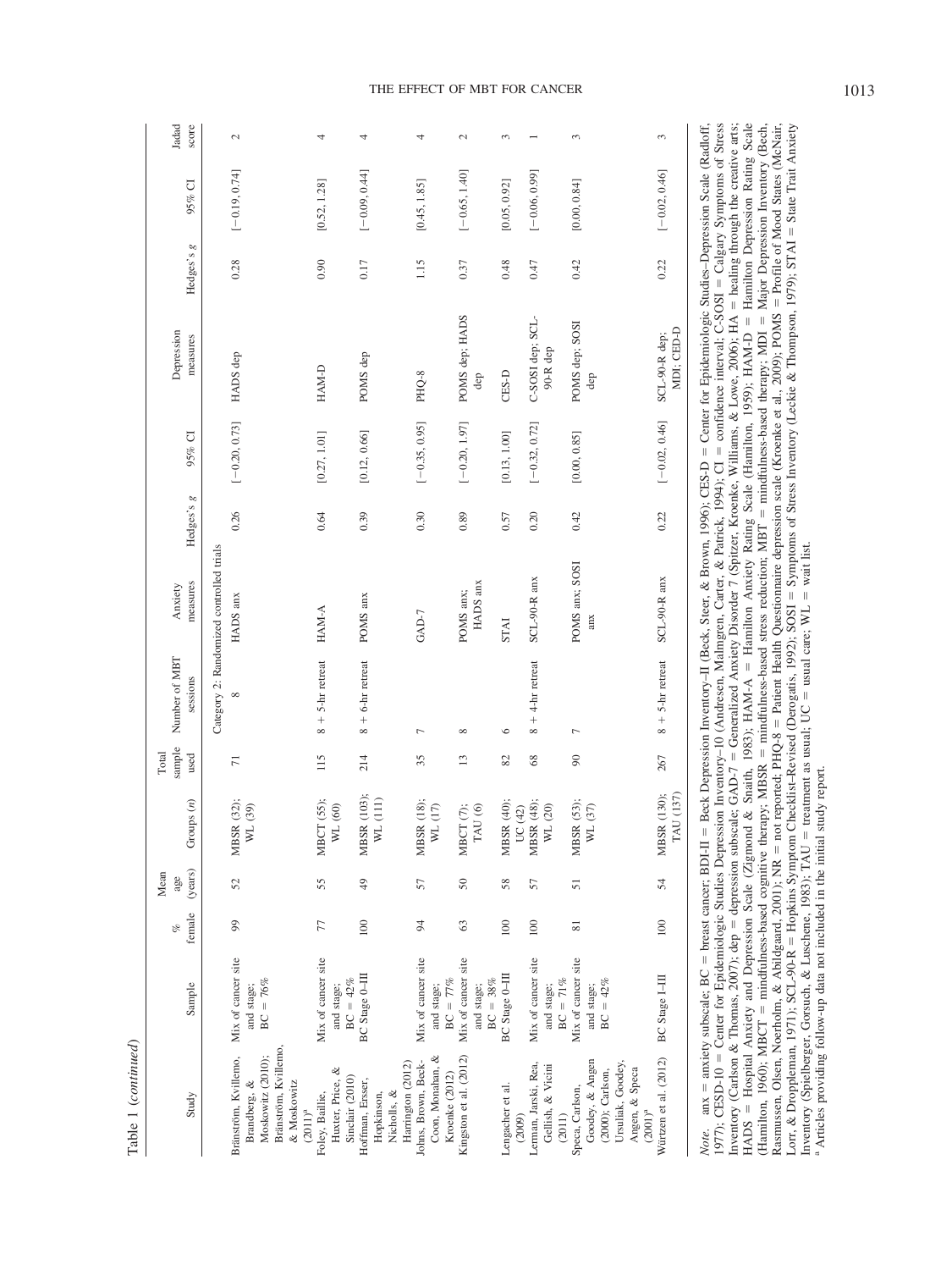Table 1 (*continued*)

| Study | Sample | % female | Mean age (years) | Groups (*n*) | Total sample used | Number of MBT sessions | Anxiety measures | Hedges's *g* | 95% CI | Depression measures | Hedges's *g* | 95% CI | Jadad score |
|---|---|---|---|---|---|---|---|---|---|---|---|---|---|
| Category 2: Randomized controlled trials | | | | | | | | | | | | | |
| Bränström, Kvillemo, Brandberg, & Moskowitz (2010); Bränström, Kvillemo, & Moskowitz (2011)[a] | Mix of cancer site and stage; BC = 76% | 99 | 52 | MBSR (32); WL (39) | 71 | 8 | HADS anx | 0.26 | [−0.20, 0.73] | HADS dep | 0.28 | [−0.19, 0.74] | 2 |
| Foley, Baillie, Huxter, Price, & Sinclair (2010) | Mix of cancer site and stage; BC = 42% | 77 | 55 | MBCT (55); WL (60) | 115 | 8 + 5-hr retreat | HAM-A | 0.64 | [0.27, 1.01] | HAM-D | 0.90 | [0.52, 1.28] | 4 |
| Hoffman, Ersser, Hopkinson, Nicholls, & Harrington (2012) | BC Stage 0–III | 100 | 49 | MBSR (103); WL (111) | 214 | 8 + 6-hr retreat | POMS anx | 0.39 | [0.12, 0.66] | POMS dep | 0.17 | [−0.09, 0.44] | 4 |
| Johns, Brown, Beck-Coon, Monahan, & Kroenke (2012) | Mix of cancer site and stage; BC = 77% | 94 | 57 | MBSR (18); WL (17) | 35 | 7 | GAD-7 | 0.30 | [−0.35, 0.95] | PHQ-8 | 1.15 | [0.45, 1.85] | 4 |
| Kingston et al. (2012) | Mix of cancer site and stage; BC = 38% | 63 | 50 | MBCT (7); TAU (6) | 13 | 8 | POMS anx; HADS anx | 0.89 | [−0.20, 1.97] | POMS dep; HADS dep | 0.37 | [−0.65, 1.40] | 2 |
| Lengacher et al. (2009) | BC Stage 0–III | 100 | 58 | MBSR (40); UC (42) | 82 | 6 | STAI | 0.57 | [0.13, 1.00] | CES-D | 0.48 | [0.05, 0.92] | 3 |
| Lerman, Jarski, Rea, Gellish, & Vicini (2011) | Mix of cancer site and stage; BC = 71% | 100 | 57 | MBSR (48); WL (20) | 68 | 8 + 4-hr retreat | SCL-90-R anx | 0.20 | [−0.32, 0.72] | C-SOSI dep; SCL-90-R dep | 0.47 | [−0.06, 0.99] | 1 |
| Speca, Carlson, Goodey, & Angen (2000); Carlson, Ursuliak, Goodey, Angen, & Speca (2001)[a] | Mix of cancer site and stage; BC = 42% | 81 | 51 | MBSR (53); WL (37) | 90 | 7 | POMS anx; SOSI anx | 0.42 | [0.00, 0.85] | POMS dep; SOSI dep | 0.42 | [0.00, 0.84] | 3 |
| Würtzen et al. (2012) | BC Stage I–III | 100 | 54 | MBSR (130); TAU (137) | 267 | 8 + 5-hr retreat | SCL-90-R anx | 0.22 | [−0.02, 0.46] | SCL-90-R dep; MDI; CED-D | 0.22 | [−0.02, 0.46] | 3 |

*Note.* anx = anxiety subscale; BC = breast cancer; BDI-II = Beck Depression Inventory–II (Beck, Steer, & Brown, 1996); CES-D = Center for Epidemiologic Studies–Depression Scale (Radloff, 1977); CESD-10 = Center for Epidemiologic Studies Depression Inventory–10 (Andresen, Malmgren, Carter, & Patrick, 1994); CI = confidence interval; C-SOSI = Calgary Symptoms of Stress Inventory (Carlson & Thomas, 2007); dep = depression subscale; GAD-7 = Generalized Anxiety Disorder 7 (Spitzer, Kroenke, Williams, & Lowe, 2006); HA = healing through the creative arts; HADS = Hospital Anxiety and Depression Scale (Zigmond & Snaith, 1983); HAM-A = Hamilton Anxiety Rating Scale (Hamilton, 1959); HAM-D = Hamilton Depression Rating Scale (Hamilton, 1960); MBCT = mindfulness-based cognitive therapy; MBSR = mindfulness-based stress reduction; MBT = mindfulness-based therapy; MDI = Major Depression Inventory (Bech, Rasmussen, Olsen, Noerholm, & Abildgaard, 2001); NR = not reported; PHQ-8 = Patient Health Questionnaire depression scale (Kroenke et al., 2009); POMS = Profile of Mood States (McNair, Lorr, & Droppleman, 1971); SCL-90-R = Hopkins Symptom Checklist–Revised (Derogatis, 1992); SOSI = Symptoms of Stress Inventory (Leckie & Thompson, 1979); STAI = State Trait Anxiety Inventory (Spielberger, Gorsuch, & Luschene, 1983); TAU = treatment as usual; UC = usual care; WL = wait list.

[a] Articles providing follow-up data not included in the initial study report.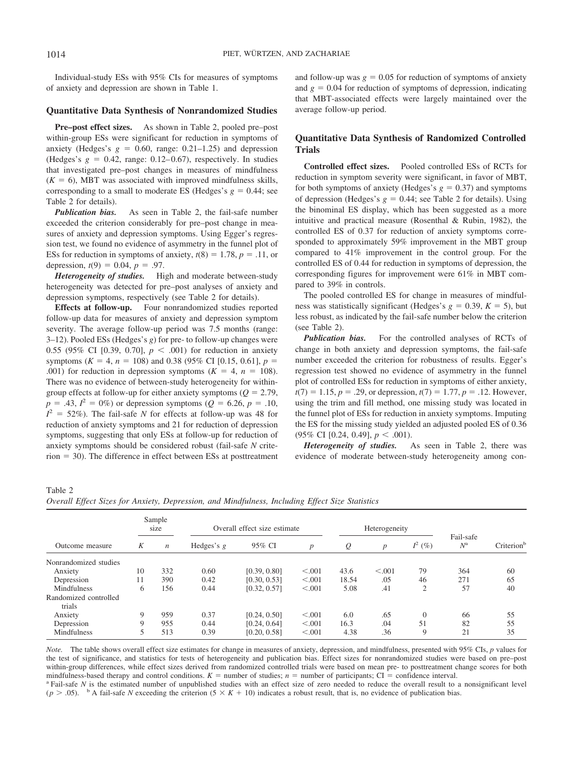Individual-study ESs with 95% CIs for measures of symptoms of anxiety and depression are shown in Table 1.

### Quantitative Data Synthesis of Nonrandomized Studies

**Pre–post effect sizes.** As shown in Table 2, pooled pre–post within-group ESs were significant for reduction in symptoms of anxiety (Hedges's $g = 0.60$, range: 0.21–1.25) and depression (Hedges's $g = 0.42$, range: 0.12–0.67), respectively. In studies that investigated pre–post changes in measures of mindfulness ($K = 6$), MBT was associated with improved mindfulness skills, corresponding to a small to moderate ES (Hedges's $g = 0.44$; see Table 2 for details).

***Publication bias.*** As seen in Table 2, the fail-safe number exceeded the criterion considerably for pre–post change in measures of anxiety and depression symptoms. Using Egger's regression test, we found no evidence of asymmetry in the funnel plot of ESs for reduction in symptoms of anxiety, $t(8) = 1.78$, $p = .11$, or depression, $t(9) = 0.04$, $p = .97$.

***Heterogeneity of studies.*** High and moderate between-study heterogeneity was detected for pre–post analyses of anxiety and depression symptoms, respectively (see Table 2 for details).

**Effects at follow-up.** Four nonrandomized studies reported follow-up data for measures of anxiety and depression symptom severity. The average follow-up period was 7.5 months (range: 3–12). Pooled ESs (Hedges's $g$) for pre- to follow-up changes were 0.55 (95% CI [0.39, 0.70], $p < .001$) for reduction in anxiety symptoms ($K = 4$, $n = 108$) and 0.38 (95% CI [0.15, 0.61], $p = .001$) for reduction in depression symptoms ($K = 4$, $n = 108$). There was no evidence of between-study heterogeneity for within-group effects at follow-up for either anxiety symptoms ($Q = 2.79$, $p = .43$, $I^2 = 0\%$) or depression symptoms ($Q = 6.26$, $p = .10$, $I^2 = 52\%$). The fail-safe $N$ for effects at follow-up was 48 for reduction of anxiety symptoms and 21 for reduction of depression symptoms, suggesting that only ESs at follow-up for reduction of anxiety symptoms should be considered robust (fail-safe $N$ criterion = 30). The difference in effect between ESs at posttreatment and follow-up was $g = 0.05$ for reduction of symptoms of anxiety and $g = 0.04$ for reduction of symptoms of depression, indicating that MBT-associated effects were largely maintained over the average follow-up period.

### Quantitative Data Synthesis of Randomized Controlled Trials

**Controlled effect sizes.** Pooled controlled ESs of RCTs for reduction in symptom severity were significant, in favor of MBT, for both symptoms of anxiety (Hedges's $g = 0.37$) and symptoms of depression (Hedges's $g = 0.44$; see Table 2 for details). Using the binominal ES display, which has been suggested as a more intuitive and practical measure (Rosenthal & Rubin, 1982), the controlled ES of 0.37 for reduction of anxiety symptoms corresponded to approximately 59% improvement in the MBT group compared to 41% improvement in the control group. For the controlled ES of 0.44 for reduction in symptoms of depression, the corresponding figures for improvement were 61% in MBT compared to 39% in controls.

The pooled controlled ES for change in measures of mindfulness was statistically significant (Hedges's $g = 0.39$, $K = 5$), but less robust, as indicated by the fail-safe number below the criterion (see Table 2).

***Publication bias.*** For the controlled analyses of RCTs of change in both anxiety and depression symptoms, the fail-safe number exceeded the criterion for robustness of results. Egger's regression test showed no evidence of asymmetry in the funnel plot of controlled ESs for reduction in symptoms of either anxiety, $t(7) = 1.15$, $p = .29$, or depression, $t(7) = 1.77$, $p = .12$. However, using the trim and fill method, one missing study was located in the funnel plot of ESs for reduction in anxiety symptoms. Imputing the ES for the missing study yielded an adjusted pooled ES of 0.36 (95% CI [0.24, 0.49], $p < .001$).

***Heterogeneity of studies.*** As seen in Table 2, there was evidence of moderate between-study heterogeneity among con-

Table 2
*Overall Effect Sizes for Anxiety, Depression, and Mindfulness, Including Effect Size Statistics*

| Outcome measure | Sample size | | Overall effect size estimate | | | Heterogeneity | | | Fail-safe $N$[a] | Criterion[b] |
|---|---|---|---|---|---|---|---|---|---|---|
| | $K$ | $n$ | Hedges's $g$ | 95% CI | $p$ | $Q$ | $p$ | $I^2$ (%) | | |
| Nonrandomized studies | | | | | | | | | | |
| Anxiety | 10 | 332 | 0.60 | [0.39, 0.80] | <.001 | 43.6 | <.001 | 79 | 364 | 60 |
| Depression | 11 | 390 | 0.42 | [0.30, 0.53] | <.001 | 18.54 | .05 | 46 | 271 | 65 |
| Mindfulness | 6 | 156 | 0.44 | [0.32, 0.57] | <.001 | 5.08 | .41 | 2 | 57 | 40 |
| Randomized controlled trials | | | | | | | | | | |
| Anxiety | 9 | 959 | 0.37 | [0.24, 0.50] | <.001 | 6.0 | .65 | 0 | 66 | 55 |
| Depression | 9 | 955 | 0.44 | [0.24, 0.64] | <.001 | 16.3 | .04 | 51 | 82 | 55 |
| Mindfulness | 5 | 513 | 0.39 | [0.20, 0.58] | <.001 | 4.38 | .36 | 9 | 21 | 35 |

*Note.* The table shows overall effect size estimates for change in measures of anxiety, depression, and mindfulness, presented with 95% CIs, $p$ values for the test of significance, and statistics for tests of heterogeneity and publication bias. Effect sizes for nonrandomized studies were based on pre–post within-group differences, while effect sizes derived from randomized controlled trials were based on mean pre- to posttreatment change scores for both mindfulness-based therapy and control conditions. $K$ = number of studies; $n$ = number of participants; CI = confidence interval.
[a] Fail-safe $N$ is the estimated number of unpublished studies with an effect size of zero needed to reduce the overall result to a nonsignificant level ($p > .05$). [b] A fail-safe $N$ exceeding the criterion ($5 \times K + 10$) indicates a robust result, that is, no evidence of publication bias.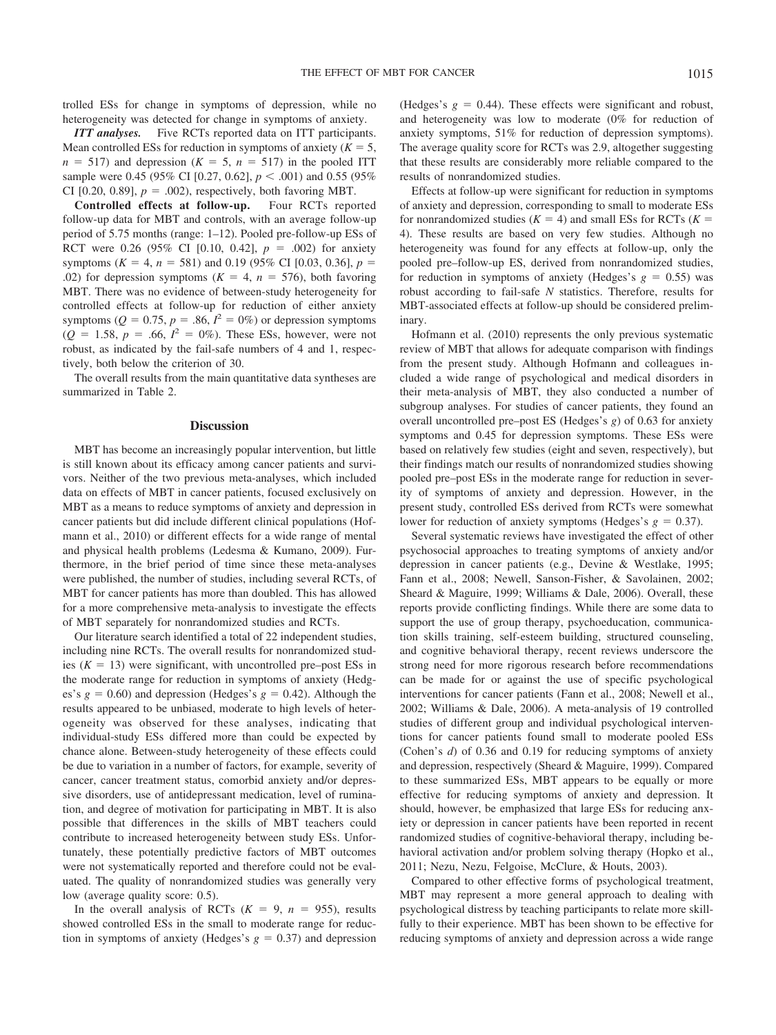trolled ESs for change in symptoms of depression, while no heterogeneity was detected for change in symptoms of anxiety.

***ITT analyses.*** Five RCTs reported data on ITT participants. Mean controlled ESs for reduction in symptoms of anxiety ($K = 5$, $n = 517$) and depression ($K = 5$, $n = 517$) in the pooled ITT sample were 0.45 (95% CI [0.27, 0.62], $p < .001$) and 0.55 (95% CI [0.20, 0.89], $p = .002$), respectively, both favoring MBT.

**Controlled effects at follow-up.** Four RCTs reported follow-up data for MBT and controls, with an average follow-up period of 5.75 months (range: 1–12). Pooled pre-follow-up ESs of RCT were 0.26 (95% CI [0.10, 0.42], $p = .002$) for anxiety symptoms ($K = 4$, $n = 581$) and 0.19 (95% CI [0.03, 0.36], $p = .02$) for depression symptoms ($K = 4$, $n = 576$), both favoring MBT. There was no evidence of between-study heterogeneity for controlled effects at follow-up for reduction of either anxiety symptoms ($Q = 0.75$, $p = .86$, $I^2 = 0\%$) or depression symptoms ($Q = 1.58$, $p = .66$, $I^2 = 0\%$). These ESs, however, were not robust, as indicated by the fail-safe numbers of 4 and 1, respectively, both below the criterion of 30.

The overall results from the main quantitative data syntheses are summarized in Table 2.

## Discussion

MBT has become an increasingly popular intervention, but little is still known about its efficacy among cancer patients and survivors. Neither of the two previous meta-analyses, which included data on effects of MBT in cancer patients, focused exclusively on MBT as a means to reduce symptoms of anxiety and depression in cancer patients but did include different clinical populations (Hofmann et al., 2010) or different effects for a wide range of mental and physical health problems (Ledesma & Kumano, 2009). Furthermore, in the brief period of time since these meta-analyses were published, the number of studies, including several RCTs, of MBT for cancer patients has more than doubled. This has allowed for a more comprehensive meta-analysis to investigate the effects of MBT separately for nonrandomized studies and RCTs.

Our literature search identified a total of 22 independent studies, including nine RCTs. The overall results for nonrandomized studies ($K = 13$) were significant, with uncontrolled pre–post ESs in the moderate range for reduction in symptoms of anxiety (Hedges's $g = 0.60$) and depression (Hedges's $g = 0.42$). Although the results appeared to be unbiased, moderate to high levels of heterogeneity was observed for these analyses, indicating that individual-study ESs differed more than could be expected by chance alone. Between-study heterogeneity of these effects could be due to variation in a number of factors, for example, severity of cancer, cancer treatment status, comorbid anxiety and/or depressive disorders, use of antidepressant medication, level of rumination, and degree of motivation for participating in MBT. It is also possible that differences in the skills of MBT teachers could contribute to increased heterogeneity between study ESs. Unfortunately, these potentially predictive factors of MBT outcomes were not systematically reported and therefore could not be evaluated. The quality of nonrandomized studies was generally very low (average quality score: 0.5).

In the overall analysis of RCTs ($K = 9$, $n = 955$), results showed controlled ESs in the small to moderate range for reduction in symptoms of anxiety (Hedges's $g = 0.37$) and depression (Hedges's $g = 0.44$). These effects were significant and robust, and heterogeneity was low to moderate (0% for reduction of anxiety symptoms, 51% for reduction of depression symptoms). The average quality score for RCTs was 2.9, altogether suggesting that these results are considerably more reliable compared to the results of nonrandomized studies.

Effects at follow-up were significant for reduction in symptoms of anxiety and depression, corresponding to small to moderate ESs for nonrandomized studies ($K = 4$) and small ESs for RCTs ($K = 4$). These results are based on very few studies. Although no heterogeneity was found for any effects at follow-up, only the pooled pre–follow-up ES, derived from nonrandomized studies, for reduction in symptoms of anxiety (Hedges's $g = 0.55$) was robust according to fail-safe $N$ statistics. Therefore, results for MBT-associated effects at follow-up should be considered preliminary.

Hofmann et al. (2010) represents the only previous systematic review of MBT that allows for adequate comparison with findings from the present study. Although Hofmann and colleagues included a wide range of psychological and medical disorders in their meta-analysis of MBT, they also conducted a number of subgroup analyses. For studies of cancer patients, they found an overall uncontrolled pre–post ES (Hedges's $g$) of 0.63 for anxiety symptoms and 0.45 for depression symptoms. These ESs were based on relatively few studies (eight and seven, respectively), but their findings match our results of nonrandomized studies showing pooled pre–post ESs in the moderate range for reduction in severity of symptoms of anxiety and depression. However, in the present study, controlled ESs derived from RCTs were somewhat lower for reduction of anxiety symptoms (Hedges's $g = 0.37$).

Several systematic reviews have investigated the effect of other psychosocial approaches to treating symptoms of anxiety and/or depression in cancer patients (e.g., Devine & Westlake, 1995; Fann et al., 2008; Newell, Sanson-Fisher, & Savolainen, 2002; Sheard & Maguire, 1999; Williams & Dale, 2006). Overall, these reports provide conflicting findings. While there are some data to support the use of group therapy, psychoeducation, communication skills training, self-esteem building, structured counseling, and cognitive behavioral therapy, recent reviews underscore the strong need for more rigorous research before recommendations can be made for or against the use of specific psychological interventions for cancer patients (Fann et al., 2008; Newell et al., 2002; Williams & Dale, 2006). A meta-analysis of 19 controlled studies of different group and individual psychological interventions for cancer patients found small to moderate pooled ESs (Cohen's $d$) of 0.36 and 0.19 for reducing symptoms of anxiety and depression, respectively (Sheard & Maguire, 1999). Compared to these summarized ESs, MBT appears to be equally or more effective for reducing symptoms of anxiety and depression. It should, however, be emphasized that large ESs for reducing anxiety or depression in cancer patients have been reported in recent randomized studies of cognitive-behavioral therapy, including behavioral activation and/or problem solving therapy (Hopko et al., 2011; Nezu, Nezu, Felgoise, McClure, & Houts, 2003).

Compared to other effective forms of psychological treatment, MBT may represent a more general approach to dealing with psychological distress by teaching participants to relate more skillfully to their experience. MBT has been shown to be effective for reducing symptoms of anxiety and depression across a wide range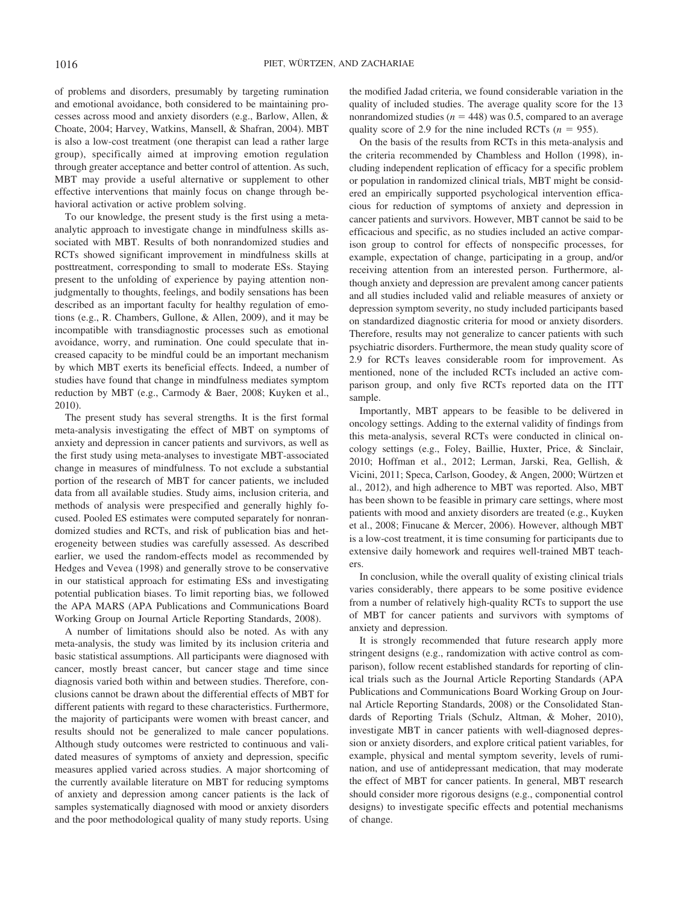of problems and disorders, presumably by targeting rumination and emotional avoidance, both considered to be maintaining processes across mood and anxiety disorders (e.g., Barlow, Allen, & Choate, 2004; Harvey, Watkins, Mansell, & Shafran, 2004). MBT is also a low-cost treatment (one therapist can lead a rather large group), specifically aimed at improving emotion regulation through greater acceptance and better control of attention. As such, MBT may provide a useful alternative or supplement to other effective interventions that mainly focus on change through behavioral activation or active problem solving.

To our knowledge, the present study is the first using a meta-analytic approach to investigate change in mindfulness skills associated with MBT. Results of both nonrandomized studies and RCTs showed significant improvement in mindfulness skills at posttreatment, corresponding to small to moderate ESs. Staying present to the unfolding of experience by paying attention nonjudgmentally to thoughts, feelings, and bodily sensations has been described as an important faculty for healthy regulation of emotions (e.g., R. Chambers, Gullone, & Allen, 2009), and it may be incompatible with transdiagnostic processes such as emotional avoidance, worry, and rumination. One could speculate that increased capacity to be mindful could be an important mechanism by which MBT exerts its beneficial effects. Indeed, a number of studies have found that change in mindfulness mediates symptom reduction by MBT (e.g., Carmody & Baer, 2008; Kuyken et al., 2010).

The present study has several strengths. It is the first formal meta-analysis investigating the effect of MBT on symptoms of anxiety and depression in cancer patients and survivors, as well as the first study using meta-analyses to investigate MBT-associated change in measures of mindfulness. To not exclude a substantial portion of the research of MBT for cancer patients, we included data from all available studies. Study aims, inclusion criteria, and methods of analysis were prespecified and generally highly focused. Pooled ES estimates were computed separately for nonrandomized studies and RCTs, and risk of publication bias and heterogeneity between studies was carefully assessed. As described earlier, we used the random-effects model as recommended by Hedges and Vevea (1998) and generally strove to be conservative in our statistical approach for estimating ESs and investigating potential publication biases. To limit reporting bias, we followed the APA MARS (APA Publications and Communications Board Working Group on Journal Article Reporting Standards, 2008).

A number of limitations should also be noted. As with any meta-analysis, the study was limited by its inclusion criteria and basic statistical assumptions. All participants were diagnosed with cancer, mostly breast cancer, but cancer stage and time since diagnosis varied both within and between studies. Therefore, conclusions cannot be drawn about the differential effects of MBT for different patients with regard to these characteristics. Furthermore, the majority of participants were women with breast cancer, and results should not be generalized to male cancer populations. Although study outcomes were restricted to continuous and validated measures of symptoms of anxiety and depression, specific measures applied varied across studies. A major shortcoming of the currently available literature on MBT for reducing symptoms of anxiety and depression among cancer patients is the lack of samples systematically diagnosed with mood or anxiety disorders and the poor methodological quality of many study reports. Using the modified Jadad criteria, we found considerable variation in the quality of included studies. The average quality score for the 13 nonrandomized studies ($n = 448$) was 0.5, compared to an average quality score of 2.9 for the nine included RCTs ($n = 955$).

On the basis of the results from RCTs in this meta-analysis and the criteria recommended by Chambless and Hollon (1998), including independent replication of efficacy for a specific problem or population in randomized clinical trials, MBT might be considered an empirically supported psychological intervention efficacious for reduction of symptoms of anxiety and depression in cancer patients and survivors. However, MBT cannot be said to be efficacious and specific, as no studies included an active comparison group to control for effects of nonspecific processes, for example, expectation of change, participating in a group, and/or receiving attention from an interested person. Furthermore, although anxiety and depression are prevalent among cancer patients and all studies included valid and reliable measures of anxiety or depression symptom severity, no study included participants based on standardized diagnostic criteria for mood or anxiety disorders. Therefore, results may not generalize to cancer patients with such psychiatric disorders. Furthermore, the mean study quality score of 2.9 for RCTs leaves considerable room for improvement. As mentioned, none of the included RCTs included an active comparison group, and only five RCTs reported data on the ITT sample.

Importantly, MBT appears to be feasible to be delivered in oncology settings. Adding to the external validity of findings from this meta-analysis, several RCTs were conducted in clinical oncology settings (e.g., Foley, Baillie, Huxter, Price, & Sinclair, 2010; Hoffman et al., 2012; Lerman, Jarski, Rea, Gellish, & Vicini, 2011; Speca, Carlson, Goodey, & Angen, 2000; Würtzen et al., 2012), and high adherence to MBT was reported. Also, MBT has been shown to be feasible in primary care settings, where most patients with mood and anxiety disorders are treated (e.g., Kuyken et al., 2008; Finucane & Mercer, 2006). However, although MBT is a low-cost treatment, it is time consuming for participants due to extensive daily homework and requires well-trained MBT teachers.

In conclusion, while the overall quality of existing clinical trials varies considerably, there appears to be some positive evidence from a number of relatively high-quality RCTs to support the use of MBT for cancer patients and survivors with symptoms of anxiety and depression.

It is strongly recommended that future research apply more stringent designs (e.g., randomization with active control as comparison), follow recent established standards for reporting of clinical trials such as the Journal Article Reporting Standards (APA Publications and Communications Board Working Group on Journal Article Reporting Standards, 2008) or the Consolidated Standards of Reporting Trials (Schulz, Altman, & Moher, 2010), investigate MBT in cancer patients with well-diagnosed depression or anxiety disorders, and explore critical patient variables, for example, physical and mental symptom severity, levels of rumination, and use of antidepressant medication, that may moderate the effect of MBT for cancer patients. In general, MBT research should consider more rigorous designs (e.g., componential control designs) to investigate specific effects and potential mechanisms of change.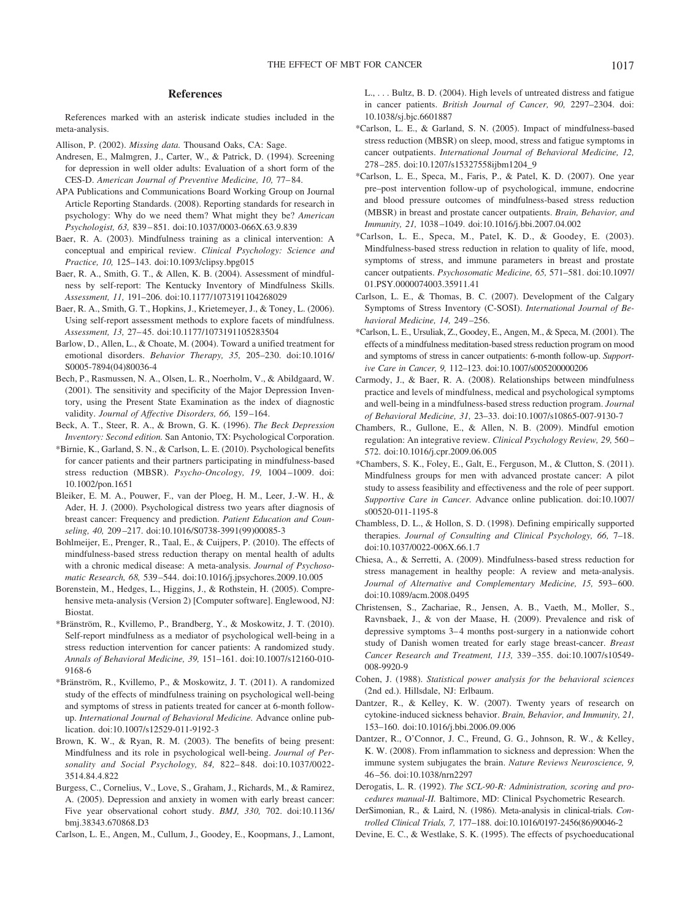## References

References marked with an asterisk indicate studies included in the meta-analysis.

Allison, P. (2002). *Missing data.* Thousand Oaks, CA: Sage.

Andresen, E., Malmgren, J., Carter, W., & Patrick, D. (1994). Screening for depression in well older adults: Evaluation of a short form of the CES-D. *American Journal of Preventive Medicine, 10,* 77–84.

APA Publications and Communications Board Working Group on Journal Article Reporting Standards. (2008). Reporting standards for research in psychology: Why do we need them? What might they be? *American Psychologist, 63,* 839–851. doi:10.1037/0003-066X.63.9.839

Baer, R. A. (2003). Mindfulness training as a clinical intervention: A conceptual and empirical review. *Clinical Psychology: Science and Practice, 10,* 125–143. doi:10.1093/clipsy.bpg015

Baer, R. A., Smith, G. T., & Allen, K. B. (2004). Assessment of mindfulness by self-report: The Kentucky Inventory of Mindfulness Skills. *Assessment, 11,* 191–206. doi:10.1177/1073191104268029

Baer, R. A., Smith, G. T., Hopkins, J., Krietemeyer, J., & Toney, L. (2006). Using self-report assessment methods to explore facets of mindfulness. *Assessment, 13,* 27–45. doi:10.1177/1073191105283504

Barlow, D., Allen, L., & Choate, M. (2004). Toward a unified treatment for emotional disorders. *Behavior Therapy, 35,* 205–230. doi:10.1016/S0005-7894(04)80036-4

Bech, P., Rasmussen, N. A., Olsen, L. R., Noerholm, V., & Abildgaard, W. (2001). The sensitivity and specificity of the Major Depression Inventory, using the Present State Examination as the index of diagnostic validity. *Journal of Affective Disorders, 66,* 159–164.

Beck, A. T., Steer, R. A., & Brown, G. K. (1996). *The Beck Depression Inventory: Second edition.* San Antonio, TX: Psychological Corporation.

*Birnie, K., Garland, S. N., & Carlson, L. E. (2010). Psychological benefits for cancer patients and their partners participating in mindfulness-based stress reduction (MBSR). *Psycho-Oncology, 19,* 1004–1009. doi:10.1002/pon.1651

Bleiker, E. M. A., Pouwer, F., van der Ploeg, H. M., Leer, J.-W. H., & Ader, H. J. (2000). Psychological distress two years after diagnosis of breast cancer: Frequency and prediction. *Patient Education and Counseling, 40,* 209–217. doi:10.1016/S0738-3991(99)00085-3

Bohlmeijer, E., Prenger, R., Taal, E., & Cuijpers, P. (2010). The effects of mindfulness-based stress reduction therapy on mental health of adults with a chronic medical disease: A meta-analysis. *Journal of Psychosomatic Research, 68,* 539–544. doi:10.1016/j.jpsychores.2009.10.005

Borenstein, M., Hedges, L., Higgins, J., & Rothstein, H. (2005). Comprehensive meta-analysis (Version 2) [Computer software]. Englewood, NJ: Biostat.

*Bränström, R., Kvillemo, P., Brandberg, Y., & Moskowitz, J. T. (2010). Self-report mindfulness as a mediator of psychological well-being in a stress reduction intervention for cancer patients: A randomized study. *Annals of Behavioral Medicine, 39,* 151–161. doi:10.1007/s12160-010-9168-6

*Bränström, R., Kvillemo, P., & Moskowitz, J. T. (2011). A randomized study of the effects of mindfulness training on psychological well-being and symptoms of stress in patients treated for cancer at 6-month follow-up. *International Journal of Behavioral Medicine.* Advance online publication. doi:10.1007/s12529-011-9192-3

Brown, K. W., & Ryan, R. M. (2003). The benefits of being present: Mindfulness and its role in psychological well-being. *Journal of Personality and Social Psychology, 84,* 822–848. doi:10.1037/0022-3514.84.4.822

Burgess, C., Cornelius, V., Love, S., Graham, J., Richards, M., & Ramirez, A. (2005). Depression and anxiety in women with early breast cancer: Five year observational cohort study. *BMJ, 330,* 702. doi:10.1136/bmj.38343.670868.D3

Carlson, L. E., Angen, M., Cullum, J., Goodey, E., Koopmans, J., Lamont, L., . . . Bultz, B. D. (2004). High levels of untreated distress and fatigue in cancer patients. *British Journal of Cancer, 90,* 2297–2304. doi:10.1038/sj.bjc.6601887

*Carlson, L. E., & Garland, S. N. (2005). Impact of mindfulness-based stress reduction (MBSR) on sleep, mood, stress and fatigue symptoms in cancer outpatients. *International Journal of Behavioral Medicine, 12,* 278–285. doi:10.1207/s15327558ijbm1204_9

*Carlson, L. E., Speca, M., Faris, P., & Patel, K. D. (2007). One year pre–post intervention follow-up of psychological, immune, endocrine and blood pressure outcomes of mindfulness-based stress reduction (MBSR) in breast and prostate cancer outpatients. *Brain, Behavior, and Immunity, 21,* 1038–1049. doi:10.1016/j.bbi.2007.04.002

*Carlson, L. E., Speca, M., Patel, K. D., & Goodey, E. (2003). Mindfulness-based stress reduction in relation to quality of life, mood, symptoms of stress, and immune parameters in breast and prostate cancer outpatients. *Psychosomatic Medicine, 65,* 571–581. doi:10.1097/01.PSY.0000074003.35911.41

Carlson, L. E., & Thomas, B. C. (2007). Development of the Calgary Symptoms of Stress Inventory (C-SOSI). *International Journal of Behavioral Medicine, 14,* 249–256.

*Carlson, L. E., Ursuliak, Z., Goodey, E., Angen, M., & Speca, M. (2001). The effects of a mindfulness meditation-based stress reduction program on mood and symptoms of stress in cancer outpatients: 6-month follow-up. *Supportive Care in Cancer, 9,* 112–123. doi:10.1007/s005200000206

Carmody, J., & Baer, R. A. (2008). Relationships between mindfulness practice and levels of mindfulness, medical and psychological symptoms and well-being in a mindfulness-based stress reduction program. *Journal of Behavioral Medicine, 31,* 23–33. doi:10.1007/s10865-007-9130-7

Chambers, R., Gullone, E., & Allen, N. B. (2009). Mindful emotion regulation: An integrative review. *Clinical Psychology Review, 29,* 560–572. doi:10.1016/j.cpr.2009.06.005

*Chambers, S. K., Foley, E., Galt, E., Ferguson, M., & Clutton, S. (2011). Mindfulness groups for men with advanced prostate cancer: A pilot study to assess feasibility and effectiveness and the role of peer support. *Supportive Care in Cancer.* Advance online publication. doi:10.1007/s00520-011-1195-8

Chambless, D. L., & Hollon, S. D. (1998). Defining empirically supported therapies. *Journal of Consulting and Clinical Psychology, 66,* 7–18. doi:10.1037/0022-006X.66.1.7

Chiesa, A., & Serretti, A. (2009). Mindfulness-based stress reduction for stress management in healthy people: A review and meta-analysis. *Journal of Alternative and Complementary Medicine, 15,* 593–600. doi:10.1089/acm.2008.0495

Christensen, S., Zachariae, R., Jensen, A. B., Vaeth, M., Moller, S., Ravnsbaek, J., & von der Maase, H. (2009). Prevalence and risk of depressive symptoms 3–4 months post-surgery in a nationwide cohort study of Danish women treated for early stage breast-cancer. *Breast Cancer Research and Treatment, 113,* 339–355. doi:10.1007/s10549-008-9920-9

Cohen, J. (1988). *Statistical power analysis for the behavioral sciences* (2nd ed.). Hillsdale, NJ: Erlbaum.

Dantzer, R., & Kelley, K. W. (2007). Twenty years of research on cytokine-induced sickness behavior. *Brain, Behavior, and Immunity, 21,* 153–160. doi:10.1016/j.bbi.2006.09.006

Dantzer, R., O'Connor, J. C., Freund, G. G., Johnson, R. W., & Kelley, K. W. (2008). From inflammation to sickness and depression: When the immune system subjugates the brain. *Nature Reviews Neuroscience, 9,* 46–56. doi:10.1038/nrn2297

Derogatis, L. R. (1992). *The SCL-90-R: Administration, scoring and procedures manual-II.* Baltimore, MD: Clinical Psychometric Research.

DerSimonian, R., & Laird, N. (1986). Meta-analysis in clinical-trials. *Controlled Clinical Trials, 7,* 177–188. doi:10.1016/0197-2456(86)90046-2

Devine, E. C., & Westlake, S. K. (1995). The effects of psychoeducational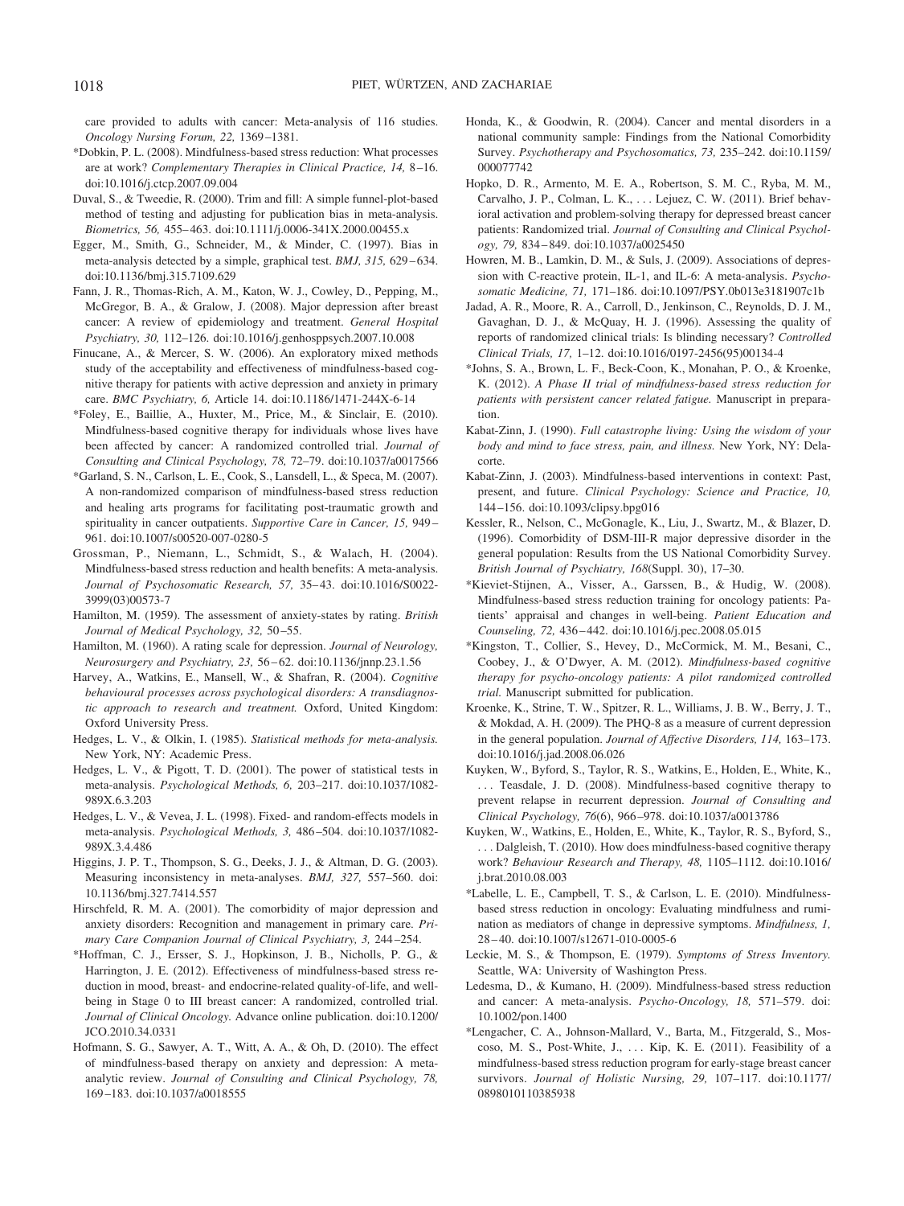care provided to adults with cancer: Meta-analysis of 116 studies. *Oncology Nursing Forum, 22,* 1369–1381.

*Dobkin, P. L. (2008). Mindfulness-based stress reduction: What processes are at work? *Complementary Therapies in Clinical Practice, 14,* 8–16. doi:10.1016/j.ctcp.2007.09.004

Duval, S., & Tweedie, R. (2000). Trim and fill: A simple funnel-plot-based method of testing and adjusting for publication bias in meta-analysis. *Biometrics, 56,* 455–463. doi:10.1111/j.0006-341X.2000.00455.x

Egger, M., Smith, G., Schneider, M., & Minder, C. (1997). Bias in meta-analysis detected by a simple, graphical test. *BMJ, 315,* 629–634. doi:10.1136/bmj.315.7109.629

Fann, J. R., Thomas-Rich, A. M., Katon, W. J., Cowley, D., Pepping, M., McGregor, B. A., & Gralow, J. (2008). Major depression after breast cancer: A review of epidemiology and treatment. *General Hospital Psychiatry, 30,* 112–126. doi:10.1016/j.genhosppsych.2007.10.008

Finucane, A., & Mercer, S. W. (2006). An exploratory mixed methods study of the acceptability and effectiveness of mindfulness-based cognitive therapy for patients with active depression and anxiety in primary care. *BMC Psychiatry, 6,* Article 14. doi:10.1186/1471-244X-6-14

*Foley, E., Baillie, A., Huxter, M., Price, M., & Sinclair, E. (2010). Mindfulness-based cognitive therapy for individuals whose lives have been affected by cancer: A randomized controlled trial. *Journal of Consulting and Clinical Psychology, 78,* 72–79. doi:10.1037/a0017566

*Garland, S. N., Carlson, L. E., Cook, S., Lansdell, L., & Speca, M. (2007). A non-randomized comparison of mindfulness-based stress reduction and healing arts programs for facilitating post-traumatic growth and spirituality in cancer outpatients. *Supportive Care in Cancer, 15,* 949–961. doi:10.1007/s00520-007-0280-5

Grossman, P., Niemann, L., Schmidt, S., & Walach, H. (2004). Mindfulness-based stress reduction and health benefits: A meta-analysis. *Journal of Psychosomatic Research, 57,* 35–43. doi:10.1016/S0022-3999(03)00573-7

Hamilton, M. (1959). The assessment of anxiety-states by rating. *British Journal of Medical Psychology, 32,* 50–55.

Hamilton, M. (1960). A rating scale for depression. *Journal of Neurology, Neurosurgery and Psychiatry, 23,* 56–62. doi:10.1136/jnnp.23.1.56

Harvey, A., Watkins, E., Mansell, W., & Shafran, R. (2004). *Cognitive behavioural processes across psychological disorders: A transdiagnostic approach to research and treatment.* Oxford, United Kingdom: Oxford University Press.

Hedges, L. V., & Olkin, I. (1985). *Statistical methods for meta-analysis.* New York, NY: Academic Press.

Hedges, L. V., & Pigott, T. D. (2001). The power of statistical tests in meta-analysis. *Psychological Methods, 6,* 203–217. doi:10.1037/1082-989X.6.3.203

Hedges, L. V., & Vevea, J. L. (1998). Fixed- and random-effects models in meta-analysis. *Psychological Methods, 3,* 486–504. doi:10.1037/1082-989X.3.4.486

Higgins, J. P. T., Thompson, S. G., Deeks, J. J., & Altman, D. G. (2003). Measuring inconsistency in meta-analyses. *BMJ, 327,* 557–560. doi:10.1136/bmj.327.7414.557

Hirschfeld, R. M. A. (2001). The comorbidity of major depression and anxiety disorders: Recognition and management in primary care. *Primary Care Companion Journal of Clinical Psychiatry, 3,* 244–254.

*Hoffman, C. J., Ersser, S. J., Hopkinson, J. B., Nicholls, P. G., & Harrington, J. E. (2012). Effectiveness of mindfulness-based stress reduction in mood, breast- and endocrine-related quality-of-life, and well-being in Stage 0 to III breast cancer: A randomized, controlled trial. *Journal of Clinical Oncology.* Advance online publication. doi:10.1200/JCO.2010.34.0331

Hofmann, S. G., Sawyer, A. T., Witt, A. A., & Oh, D. (2010). The effect of mindfulness-based therapy on anxiety and depression: A meta-analytic review. *Journal of Consulting and Clinical Psychology, 78,* 169–183. doi:10.1037/a0018555

Honda, K., & Goodwin, R. (2004). Cancer and mental disorders in a national community sample: Findings from the National Comorbidity Survey. *Psychotherapy and Psychosomatics, 73,* 235–242. doi:10.1159/000077742

Hopko, D. R., Armento, M. E. A., Robertson, S. M. C., Ryba, M. M., Carvalho, J. P., Colman, L. K., . . . Lejuez, C. W. (2011). Brief behavioral activation and problem-solving therapy for depressed breast cancer patients: Randomized trial. *Journal of Consulting and Clinical Psychology, 79,* 834–849. doi:10.1037/a0025450

Howren, M. B., Lamkin, D. M., & Suls, J. (2009). Associations of depression with C-reactive protein, IL-1, and IL-6: A meta-analysis. *Psychosomatic Medicine, 71,* 171–186. doi:10.1097/PSY.0b013e3181907c1b

Jadad, A. R., Moore, R. A., Carroll, D., Jenkinson, C., Reynolds, D. J. M., Gavaghan, D. J., & McQuay, H. J. (1996). Assessing the quality of reports of randomized clinical trials: Is blinding necessary? *Controlled Clinical Trials, 17,* 1–12. doi:10.1016/0197-2456(95)00134-4

*Johns, S. A., Brown, L. F., Beck-Coon, K., Monahan, P. O., & Kroenke, K. (2012). *A Phase II trial of mindfulness-based stress reduction for patients with persistent cancer related fatigue.* Manuscript in preparation.

Kabat-Zinn, J. (1990). *Full catastrophe living: Using the wisdom of your body and mind to face stress, pain, and illness.* New York, NY: Delacorte.

Kabat-Zinn, J. (2003). Mindfulness-based interventions in context: Past, present, and future. *Clinical Psychology: Science and Practice, 10,* 144–156. doi:10.1093/clipsy.bpg016

Kessler, R., Nelson, C., McGonagle, K., Liu, J., Swartz, M., & Blazer, D. (1996). Comorbidity of DSM-III-R major depressive disorder in the general population: Results from the US National Comorbidity Survey. *British Journal of Psychiatry, 168*(Suppl. 30), 17–30.

*Kieviet-Stijnen, A., Visser, A., Garssen, B., & Hudig, W. (2008). Mindfulness-based stress reduction training for oncology patients: Patients' appraisal and changes in well-being. *Patient Education and Counseling, 72,* 436–442. doi:10.1016/j.pec.2008.05.015

*Kingston, T., Collier, S., Hevey, D., McCormick, M. M., Besani, C., Coobey, J., & O'Dwyer, A. M. (2012). *Mindfulness-based cognitive therapy for psycho-oncology patients: A pilot randomized controlled trial.* Manuscript submitted for publication.

Kroenke, K., Strine, T. W., Spitzer, R. L., Williams, J. B. W., Berry, J. T., & Mokdad, A. H. (2009). The PHQ-8 as a measure of current depression in the general population. *Journal of Affective Disorders, 114,* 163–173. doi:10.1016/j.jad.2008.06.026

Kuyken, W., Byford, S., Taylor, R. S., Watkins, E., Holden, E., White, K., . . . Teasdale, J. D. (2008). Mindfulness-based cognitive therapy to prevent relapse in recurrent depression. *Journal of Consulting and Clinical Psychology, 76*(6), 966–978. doi:10.1037/a0013786

Kuyken, W., Watkins, E., Holden, E., White, K., Taylor, R. S., Byford, S., . . . Dalgleish, T. (2010). How does mindfulness-based cognitive therapy work? *Behaviour Research and Therapy, 48,* 1105–1112. doi:10.1016/j.brat.2010.08.003

*Labelle, L. E., Campbell, T. S., & Carlson, L. E. (2010). Mindfulness-based stress reduction in oncology: Evaluating mindfulness and rumination as mediators of change in depressive symptoms. *Mindfulness, 1,* 28–40. doi:10.1007/s12671-010-0005-6

Leckie, M. S., & Thompson, E. (1979). *Symptoms of Stress Inventory.* Seattle, WA: University of Washington Press.

Ledesma, D., & Kumano, H. (2009). Mindfulness-based stress reduction and cancer: A meta-analysis. *Psycho-Oncology, 18,* 571–579. doi:10.1002/pon.1400

*Lengacher, C. A., Johnson-Mallard, V., Barta, M., Fitzgerald, S., Moscoso, M. S., Post-White, J., . . . Kip, K. E. (2011). Feasibility of a mindfulness-based stress reduction program for early-stage breast cancer survivors. *Journal of Holistic Nursing, 29,* 107–117. doi:10.1177/0898010110385938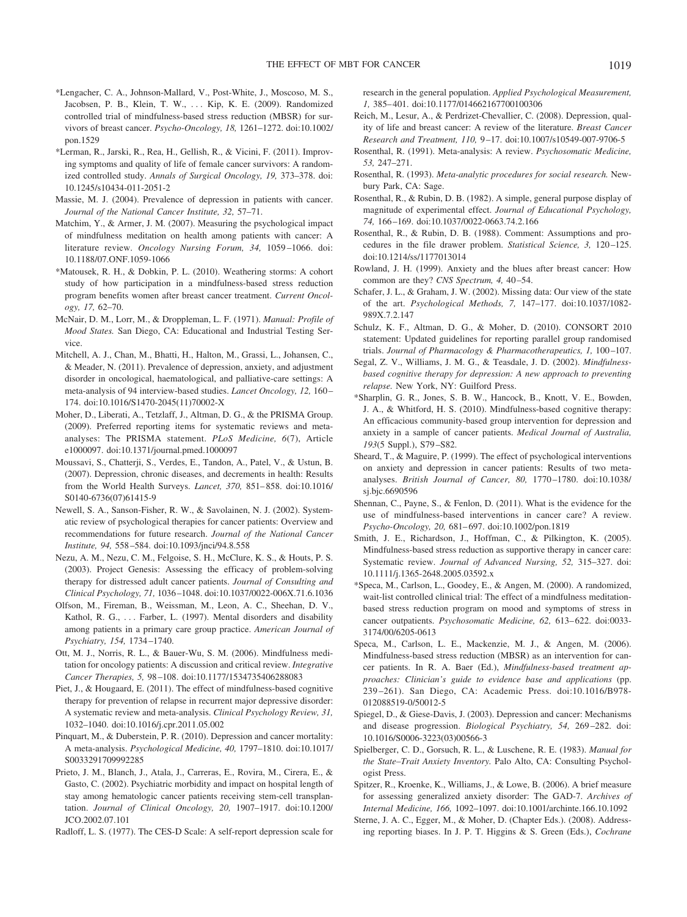*Lengacher, C. A., Johnson-Mallard, V., Post-White, J., Moscoso, M. S., Jacobsen, P. B., Klein, T. W., . . . Kip, K. E. (2009). Randomized controlled trial of mindfulness-based stress reduction (MBSR) for survivors of breast cancer. *Psycho-Oncology, 18,* 1261–1272. doi:10.1002/pon.1529

*Lerman, R., Jarski, R., Rea, H., Gellish, R., & Vicini, F. (2011). Improving symptoms and quality of life of female cancer survivors: A randomized controlled study. *Annals of Surgical Oncology, 19,* 373–378. doi:10.1245/s10434-011-2051-2

Massie, M. J. (2004). Prevalence of depression in patients with cancer. *Journal of the National Cancer Institute, 32,* 57–71.

Matchim, Y., & Armer, J. M. (2007). Measuring the psychological impact of mindfulness meditation on health among patients with cancer: A literature review. *Oncology Nursing Forum, 34,* 1059–1066. doi:10.1188/07.ONF.1059-1066

*Matousek, R. H., & Dobkin, P. L. (2010). Weathering storms: A cohort study of how participation in a mindfulness-based stress reduction program benefits women after breast cancer treatment. *Current Oncology, 17,* 62–70.

McNair, D. M., Lorr, M., & Droppleman, L. F. (1971). *Manual: Profile of Mood States.* San Diego, CA: Educational and Industrial Testing Service.

Mitchell, A. J., Chan, M., Bhatti, H., Halton, M., Grassi, L., Johansen, C., & Meader, N. (2011). Prevalence of depression, anxiety, and adjustment disorder in oncological, haematological, and palliative-care settings: A meta-analysis of 94 interview-based studies. *Lancet Oncology, 12,* 160–174. doi:10.1016/S1470-2045(11)70002-X

Moher, D., Liberati, A., Tetzlaff, J., Altman, D. G., & the PRISMA Group. (2009). Preferred reporting items for systematic reviews and meta-analyses: The PRISMA statement. *PLoS Medicine, 6*(7), Article e1000097. doi:10.1371/journal.pmed.1000097

Moussavi, S., Chatterji, S., Verdes, E., Tandon, A., Patel, V., & Ustun, B. (2007). Depression, chronic diseases, and decrements in health: Results from the World Health Surveys. *Lancet, 370,* 851–858. doi:10.1016/S0140-6736(07)61415-9

Newell, S. A., Sanson-Fisher, R. W., & Savolainen, N. J. (2002). Systematic review of psychological therapies for cancer patients: Overview and recommendations for future research. *Journal of the National Cancer Institute, 94,* 558–584. doi:10.1093/jnci/94.8.558

Nezu, A. M., Nezu, C. M., Felgoise, S. H., McClure, K. S., & Houts, P. S. (2003). Project Genesis: Assessing the efficacy of problem-solving therapy for distressed adult cancer patients. *Journal of Consulting and Clinical Psychology, 71,* 1036–1048. doi:10.1037/0022-006X.71.6.1036

Olfson, M., Fireman, B., Weissman, M., Leon, A. C., Sheehan, D. V., Kathol, R. G., . . . Farber, L. (1997). Mental disorders and disability among patients in a primary care group practice. *American Journal of Psychiatry, 154,* 1734–1740.

Ott, M. J., Norris, R. L., & Bauer-Wu, S. M. (2006). Mindfulness meditation for oncology patients: A discussion and critical review. *Integrative Cancer Therapies, 5,* 98–108. doi:10.1177/1534735406288083

Piet, J., & Hougaard, E. (2011). The effect of mindfulness-based cognitive therapy for prevention of relapse in recurrent major depressive disorder: A systematic review and meta-analysis. *Clinical Psychology Review, 31,* 1032–1040. doi:10.1016/j.cpr.2011.05.002

Pinquart, M., & Duberstein, P. R. (2010). Depression and cancer mortality: A meta-analysis. *Psychological Medicine, 40,* 1797–1810. doi:10.1017/S0033291709992285

Prieto, J. M., Blanch, J., Atala, J., Carreras, E., Rovira, M., Cirera, E., & Gasto, C. (2002). Psychiatric morbidity and impact on hospital length of stay among hematologic cancer patients receiving stem-cell transplantation. *Journal of Clinical Oncology, 20,* 1907–1917. doi:10.1200/JCO.2002.07.101

Radloff, L. S. (1977). The CES-D Scale: A self-report depression scale for research in the general population. *Applied Psychological Measurement, 1,* 385–401. doi:10.1177/014662167700100306

Reich, M., Lesur, A., & Perdrizet-Chevallier, C. (2008). Depression, quality of life and breast cancer: A review of the literature. *Breast Cancer Research and Treatment, 110,* 9–17. doi:10.1007/s10549-007-9706-5

Rosenthal, R. (1991). Meta-analysis: A review. *Psychosomatic Medicine, 53,* 247–271.

Rosenthal, R. (1993). *Meta-analytic procedures for social research.* Newbury Park, CA: Sage.

Rosenthal, R., & Rubin, D. B. (1982). A simple, general purpose display of magnitude of experimental effect. *Journal of Educational Psychology, 74,* 166–169. doi:10.1037/0022-0663.74.2.166

Rosenthal, R., & Rubin, D. B. (1988). Comment: Assumptions and procedures in the file drawer problem. *Statistical Science, 3,* 120–125. doi:10.1214/ss/1177013014

Rowland, J. H. (1999). Anxiety and the blues after breast cancer: How common are they? *CNS Spectrum, 4,* 40–54.

Schafer, J. L., & Graham, J. W. (2002). Missing data: Our view of the state of the art. *Psychological Methods, 7,* 147–177. doi:10.1037/1082-989X.7.2.147

Schulz, K. F., Altman, D. G., & Moher, D. (2010). CONSORT 2010 statement: Updated guidelines for reporting parallel group randomised trials. *Journal of Pharmacology & Pharmacotherapeutics, 1,* 100–107.

Segal, Z. V., Williams, J. M. G., & Teasdale, J. D. (2002). *Mindfulness-based cognitive therapy for depression: A new approach to preventing relapse.* New York, NY: Guilford Press.

*Sharplin, G. R., Jones, S. B. W., Hancock, B., Knott, V. E., Bowden, J. A., & Whitford, H. S. (2010). Mindfulness-based cognitive therapy: An efficacious community-based group intervention for depression and anxiety in a sample of cancer patients. *Medical Journal of Australia, 193*(5 Suppl.), S79–S82.

Sheard, T., & Maguire, P. (1999). The effect of psychological interventions on anxiety and depression in cancer patients: Results of two meta-analyses. *British Journal of Cancer, 80,* 1770–1780. doi:10.1038/sj.bjc.6690596

Shennan, C., Payne, S., & Fenlon, D. (2011). What is the evidence for the use of mindfulness-based interventions in cancer care? A review. *Psycho-Oncology, 20,* 681–697. doi:10.1002/pon.1819

Smith, J. E., Richardson, J., Hoffman, C., & Pilkington, K. (2005). Mindfulness-based stress reduction as supportive therapy in cancer care: Systematic review. *Journal of Advanced Nursing, 52,* 315–327. doi:10.1111/j.1365-2648.2005.03592.x

*Speca, M., Carlson, L., Goodey, E., & Angen, M. (2000). A randomized, wait-list controlled clinical trial: The effect of a mindfulness meditation-based stress reduction program on mood and symptoms of stress in cancer outpatients. *Psychosomatic Medicine, 62,* 613–622. doi:0033-3174/00/6205-0613

Speca, M., Carlson, L. E., Mackenzie, M. J., & Angen, M. (2006). Mindfulness-based stress reduction (MBSR) as an intervention for cancer patients. In R. A. Baer (Ed.), *Mindfulness-based treatment approaches: Clinician's guide to evidence base and applications* (pp. 239–261). San Diego, CA: Academic Press. doi:10.1016/B978-012088519-0/50012-5

Spiegel, D., & Giese-Davis, J. (2003). Depression and cancer: Mechanisms and disease progression. *Biological Psychiatry, 54,* 269–282. doi:10.1016/S0006-3223(03)00566-3

Spielberger, C. D., Gorsuch, R. L., & Luschene, R. E. (1983). *Manual for the State–Trait Anxiety Inventory.* Palo Alto, CA: Consulting Psychologist Press.

Spitzer, R., Kroenke, K., Williams, J., & Lowe, B. (2006). A brief measure for assessing generalized anxiety disorder: The GAD-7. *Archives of Internal Medicine, 166,* 1092–1097. doi:10.1001/archinte.166.10.1092

Sterne, J. A. C., Egger, M., & Moher, D. (Chapter Eds.). (2008). Addressing reporting biases. In J. P. T. Higgins & S. Green (Eds.), *Cochrane*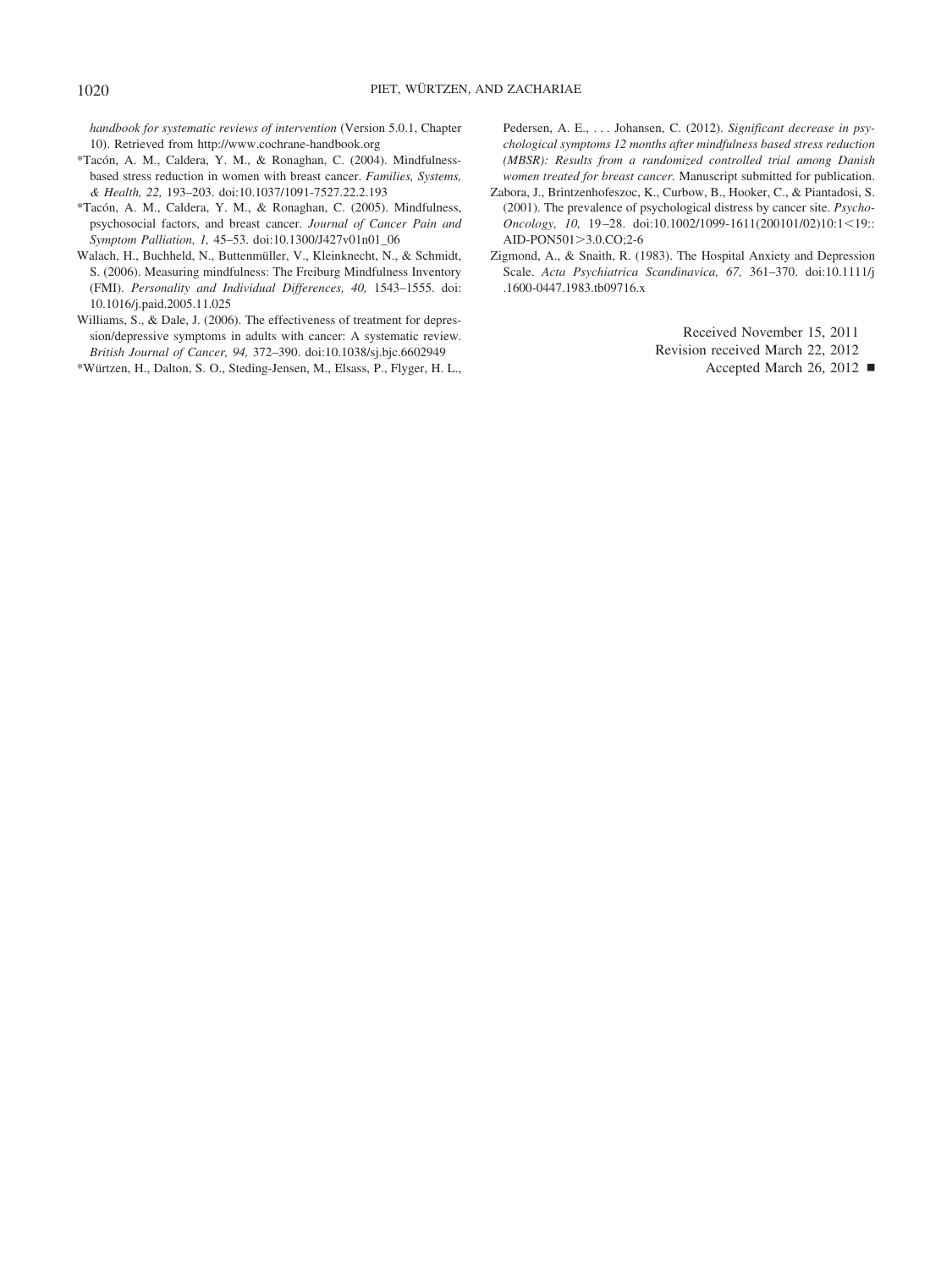*handbook for systematic reviews of intervention* (Version 5.0.1, Chapter 10). Retrieved from http://www.cochrane-handbook.org

*Tacón, A. M., Caldera, Y. M., & Ronaghan, C. (2004). Mindfulness-based stress reduction in women with breast cancer. *Families, Systems, & Health, 22,* 193–203. doi:10.1037/1091-7527.22.2.193

*Tacón, A. M., Caldera, Y. M., & Ronaghan, C. (2005). Mindfulness, psychosocial factors, and breast cancer. *Journal of Cancer Pain and Symptom Palliation, 1,* 45–53. doi:10.1300/J427v01n01_06

Walach, H., Buchheld, N., Buttenmüller, V., Kleinknecht, N., & Schmidt, S. (2006). Measuring mindfulness: The Freiburg Mindfulness Inventory (FMI). *Personality and Individual Differences, 40,* 1543–1555. doi:10.1016/j.paid.2005.11.025

Williams, S., & Dale, J. (2006). The effectiveness of treatment for depression/depressive symptoms in adults with cancer: A systematic review. *British Journal of Cancer, 94,* 372–390. doi:10.1038/sj.bjc.6602949

*Würtzen, H., Dalton, S. O., Steding-Jensen, M., Elsass, P., Flyger, H. L., Pedersen, A. E., . . . Johansen, C. (2012). *Significant decrease in psychological symptoms 12 months after mindfulness based stress reduction (MBSR): Results from a randomized controlled trial among Danish women treated for breast cancer.* Manuscript submitted for publication.

Zabora, J., Brintzenhofeszoc, K., Curbow, B., Hooker, C., & Piantadosi, S. (2001). The prevalence of psychological distress by cancer site. *Psycho-Oncology, 10,* 19–28. doi:10.1002/1099-1611(200101/02)10:1<19::AID-PON501>3.0.CO;2-6

Zigmond, A., & Snaith, R. (1983). The Hospital Anxiety and Depression Scale. *Acta Psychiatrica Scandinavica, 67,* 361–370. doi:10.1111/j.1600-0447.1983.tb09716.x

Received November 15, 2011
Revision received March 22, 2012
Accepted March 26, 2012 ■